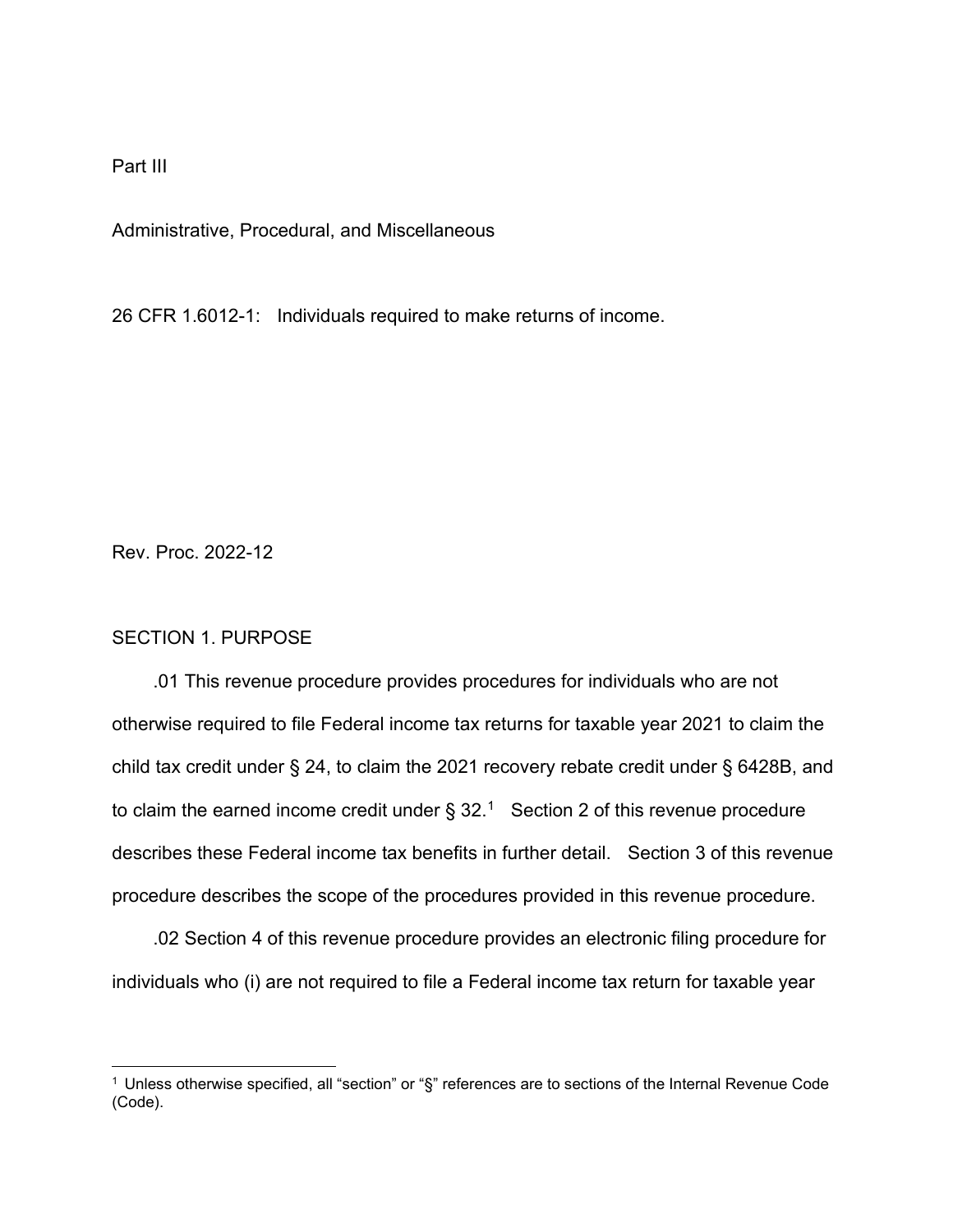Part III

Administrative, Procedural, and Miscellaneous

26 CFR 1.6012-1: Individuals required to make returns of income.

Rev. Proc. 2022-12

## SECTION 1. PURPOSE

.01 This revenue procedure provides procedures for individuals who are not otherwise required to file Federal income tax returns for taxable year 2021 to claim the child tax credit under § 24, to claim the 2021 recovery rebate credit under § 6428B, and to claim the earned income credit under § 32.[1] Section 2 of this revenue procedure describes these Federal income tax benefits in further detail. Section 3 of this revenue procedure describes the scope of the procedures provided in this revenue procedure.

.02 Section 4 of this revenue procedure provides an electronic filing procedure for individuals who (i) are not required to file a Federal income tax return for taxable year

[1] Unless otherwise specified, all "section" or "§" references are to sections of the Internal Revenue Code (Code).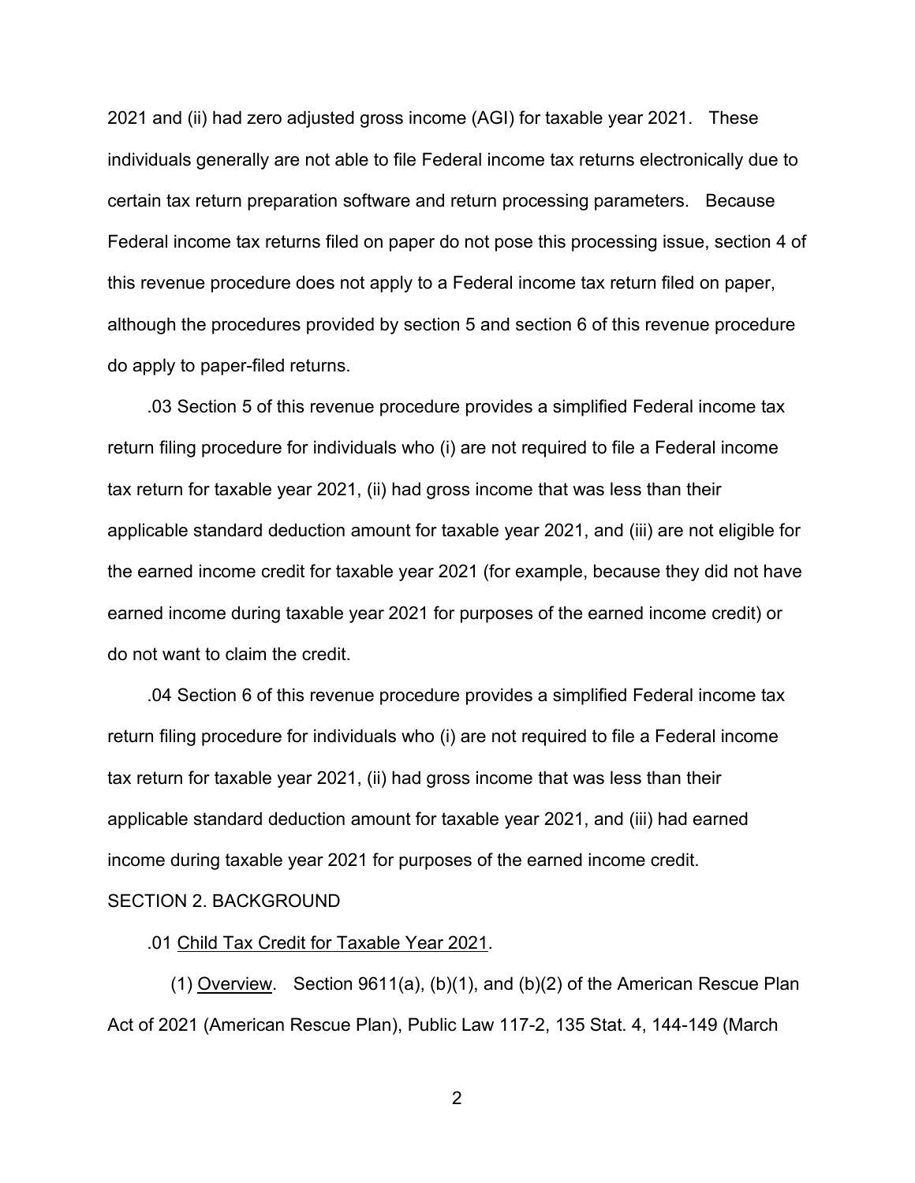2021 and (ii) had zero adjusted gross income (AGI) for taxable year 2021. These individuals generally are not able to file Federal income tax returns electronically due to certain tax return preparation software and return processing parameters. Because Federal income tax returns filed on paper do not pose this processing issue, section 4 of this revenue procedure does not apply to a Federal income tax return filed on paper, although the procedures provided by section 5 and section 6 of this revenue procedure do apply to paper-filed returns.

.03 Section 5 of this revenue procedure provides a simplified Federal income tax return filing procedure for individuals who (i) are not required to file a Federal income tax return for taxable year 2021, (ii) had gross income that was less than their applicable standard deduction amount for taxable year 2021, and (iii) are not eligible for the earned income credit for taxable year 2021 (for example, because they did not have earned income during taxable year 2021 for purposes of the earned income credit) or do not want to claim the credit.

.04 Section 6 of this revenue procedure provides a simplified Federal income tax return filing procedure for individuals who (i) are not required to file a Federal income tax return for taxable year 2021, (ii) had gross income that was less than their applicable standard deduction amount for taxable year 2021, and (iii) had earned income during taxable year 2021 for purposes of the earned income credit.

SECTION 2. BACKGROUND

.01 Child Tax Credit for Taxable Year 2021.

(1) Overview. Section 9611(a), (b)(1), and (b)(2) of the American Rescue Plan Act of 2021 (American Rescue Plan), Public Law 117-2, 135 Stat. 4, 144-149 (March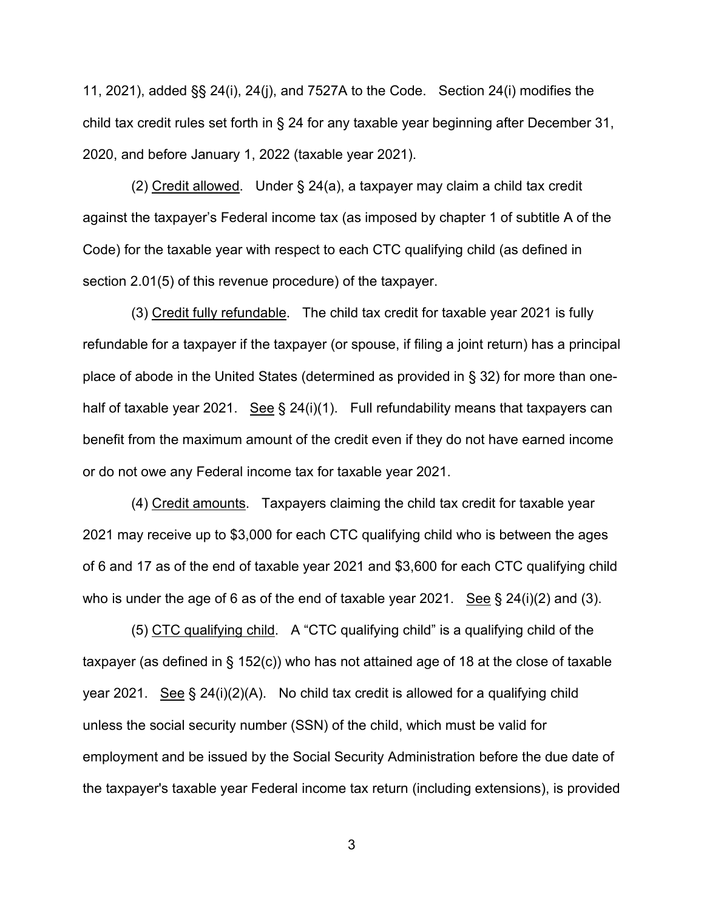11, 2021), added §§ 24(i), 24(j), and 7527A to the Code. Section 24(i) modifies the child tax credit rules set forth in § 24 for any taxable year beginning after December 31, 2020, and before January 1, 2022 (taxable year 2021).

(2) Credit allowed. Under § 24(a), a taxpayer may claim a child tax credit against the taxpayer's Federal income tax (as imposed by chapter 1 of subtitle A of the Code) for the taxable year with respect to each CTC qualifying child (as defined in section 2.01(5) of this revenue procedure) of the taxpayer.

(3) Credit fully refundable. The child tax credit for taxable year 2021 is fully refundable for a taxpayer if the taxpayer (or spouse, if filing a joint return) has a principal place of abode in the United States (determined as provided in § 32) for more than one-half of taxable year 2021. See § 24(i)(1). Full refundability means that taxpayers can benefit from the maximum amount of the credit even if they do not have earned income or do not owe any Federal income tax for taxable year 2021.

(4) Credit amounts. Taxpayers claiming the child tax credit for taxable year 2021 may receive up to $3,000 for each CTC qualifying child who is between the ages of 6 and 17 as of the end of taxable year 2021 and $3,600 for each CTC qualifying child who is under the age of 6 as of the end of taxable year 2021. See § 24(i)(2) and (3).

(5) CTC qualifying child. A "CTC qualifying child" is a qualifying child of the taxpayer (as defined in § 152(c)) who has not attained age of 18 at the close of taxable year 2021. See § 24(i)(2)(A). No child tax credit is allowed for a qualifying child unless the social security number (SSN) of the child, which must be valid for employment and be issued by the Social Security Administration before the due date of the taxpayer's taxable year Federal income tax return (including extensions), is provided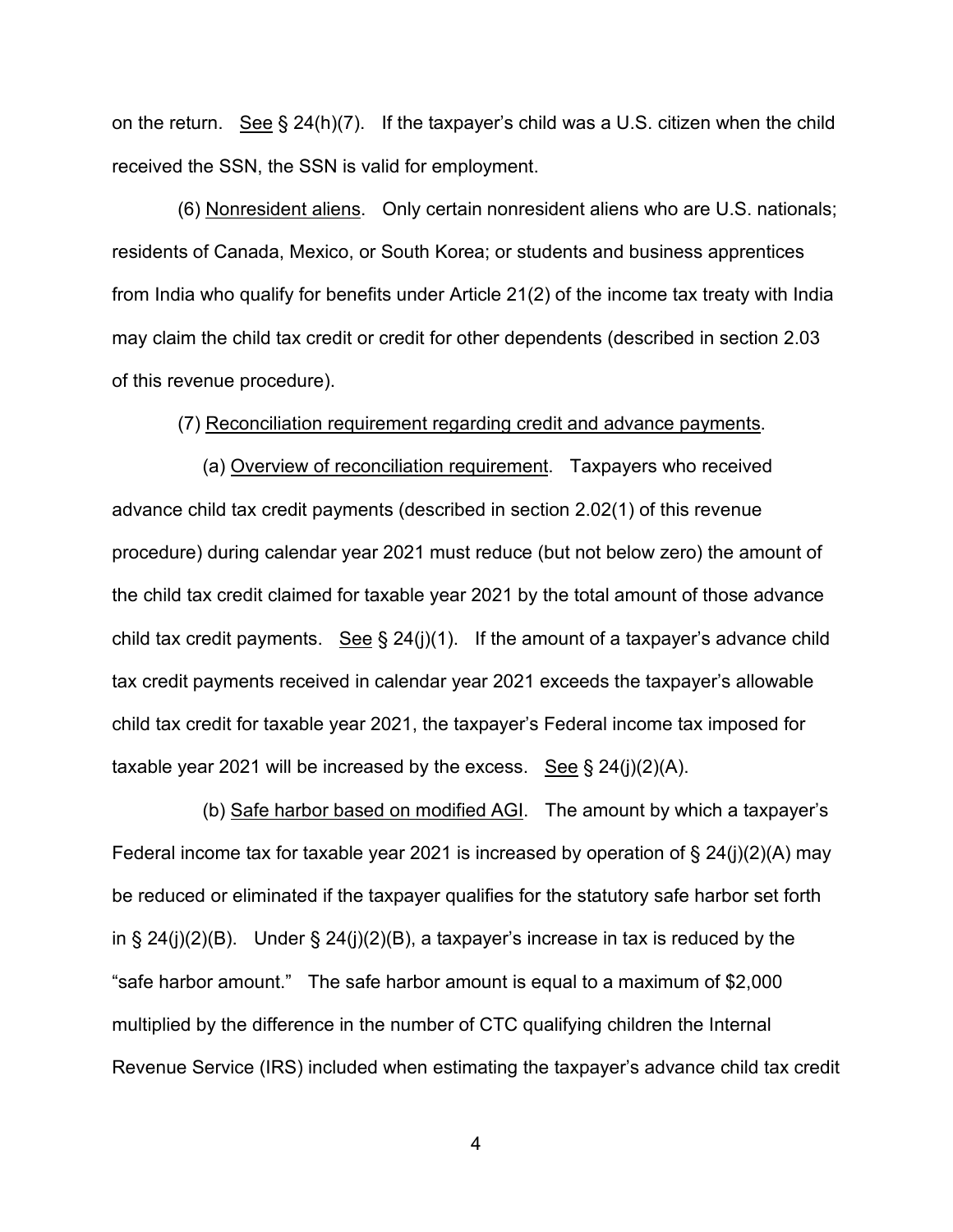on the return. See § 24(h)(7). If the taxpayer's child was a U.S. citizen when the child received the SSN, the SSN is valid for employment.

(6) Nonresident aliens. Only certain nonresident aliens who are U.S. nationals; residents of Canada, Mexico, or South Korea; or students and business apprentices from India who qualify for benefits under Article 21(2) of the income tax treaty with India may claim the child tax credit or credit for other dependents (described in section 2.03 of this revenue procedure).

(7) Reconciliation requirement regarding credit and advance payments.

(a) Overview of reconciliation requirement. Taxpayers who received advance child tax credit payments (described in section 2.02(1) of this revenue procedure) during calendar year 2021 must reduce (but not below zero) the amount of the child tax credit claimed for taxable year 2021 by the total amount of those advance child tax credit payments. See § 24(j)(1). If the amount of a taxpayer's advance child tax credit payments received in calendar year 2021 exceeds the taxpayer's allowable child tax credit for taxable year 2021, the taxpayer's Federal income tax imposed for taxable year 2021 will be increased by the excess. See § 24(j)(2)(A).

(b) Safe harbor based on modified AGI. The amount by which a taxpayer's Federal income tax for taxable year 2021 is increased by operation of § 24(j)(2)(A) may be reduced or eliminated if the taxpayer qualifies for the statutory safe harbor set forth in § 24(j)(2)(B). Under § 24(j)(2)(B), a taxpayer's increase in tax is reduced by the "safe harbor amount." The safe harbor amount is equal to a maximum of $2,000 multiplied by the difference in the number of CTC qualifying children the Internal Revenue Service (IRS) included when estimating the taxpayer's advance child tax credit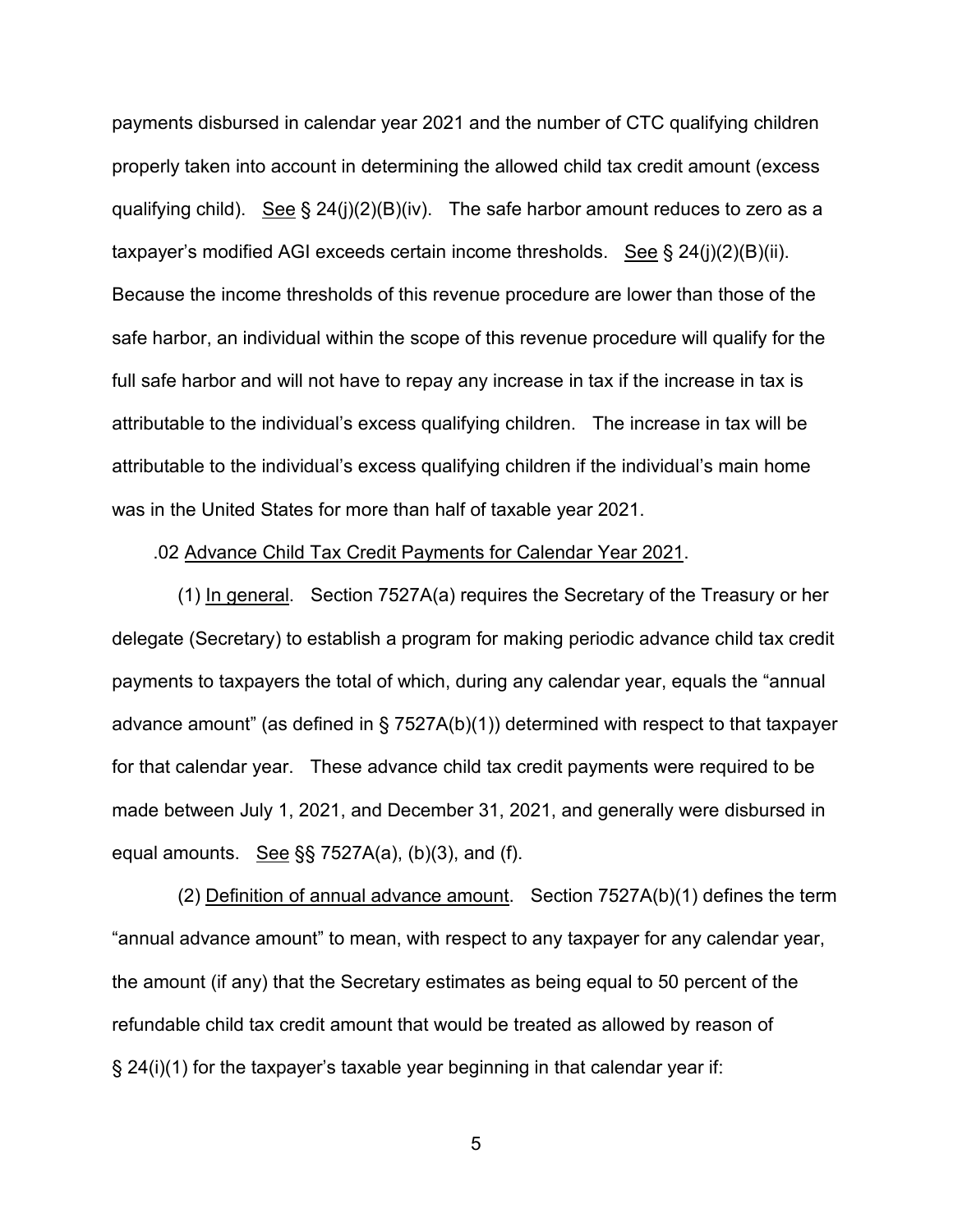payments disbursed in calendar year 2021 and the number of CTC qualifying children properly taken into account in determining the allowed child tax credit amount (excess qualifying child). See § 24(j)(2)(B)(iv). The safe harbor amount reduces to zero as a taxpayer's modified AGI exceeds certain income thresholds. See § 24(j)(2)(B)(ii). Because the income thresholds of this revenue procedure are lower than those of the safe harbor, an individual within the scope of this revenue procedure will qualify for the full safe harbor and will not have to repay any increase in tax if the increase in tax is attributable to the individual's excess qualifying children. The increase in tax will be attributable to the individual's excess qualifying children if the individual's main home was in the United States for more than half of taxable year 2021.

.02 Advance Child Tax Credit Payments for Calendar Year 2021.

(1) In general. Section 7527A(a) requires the Secretary of the Treasury or her delegate (Secretary) to establish a program for making periodic advance child tax credit payments to taxpayers the total of which, during any calendar year, equals the "annual advance amount" (as defined in § 7527A(b)(1)) determined with respect to that taxpayer for that calendar year. These advance child tax credit payments were required to be made between July 1, 2021, and December 31, 2021, and generally were disbursed in equal amounts. See §§ 7527A(a), (b)(3), and (f).

(2) Definition of annual advance amount. Section 7527A(b)(1) defines the term "annual advance amount" to mean, with respect to any taxpayer for any calendar year, the amount (if any) that the Secretary estimates as being equal to 50 percent of the refundable child tax credit amount that would be treated as allowed by reason of § 24(i)(1) for the taxpayer's taxable year beginning in that calendar year if: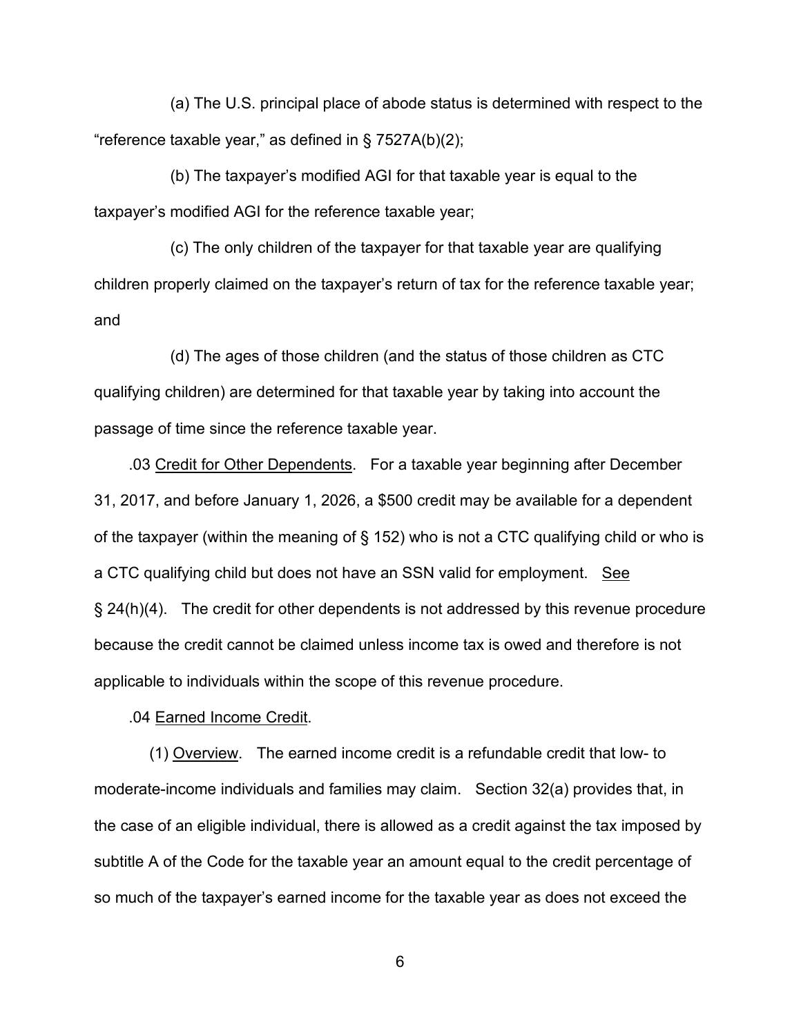(a) The U.S. principal place of abode status is determined with respect to the "reference taxable year," as defined in § 7527A(b)(2);

(b) The taxpayer's modified AGI for that taxable year is equal to the taxpayer's modified AGI for the reference taxable year;

(c) The only children of the taxpayer for that taxable year are qualifying children properly claimed on the taxpayer's return of tax for the reference taxable year; and

(d) The ages of those children (and the status of those children as CTC qualifying children) are determined for that taxable year by taking into account the passage of time since the reference taxable year.

.03 Credit for Other Dependents. For a taxable year beginning after December 31, 2017, and before January 1, 2026, a $500 credit may be available for a dependent of the taxpayer (within the meaning of § 152) who is not a CTC qualifying child or who is a CTC qualifying child but does not have an SSN valid for employment. See § 24(h)(4). The credit for other dependents is not addressed by this revenue procedure because the credit cannot be claimed unless income tax is owed and therefore is not applicable to individuals within the scope of this revenue procedure.

.04 Earned Income Credit.

(1) Overview. The earned income credit is a refundable credit that low- to moderate-income individuals and families may claim. Section 32(a) provides that, in the case of an eligible individual, there is allowed as a credit against the tax imposed by subtitle A of the Code for the taxable year an amount equal to the credit percentage of so much of the taxpayer's earned income for the taxable year as does not exceed the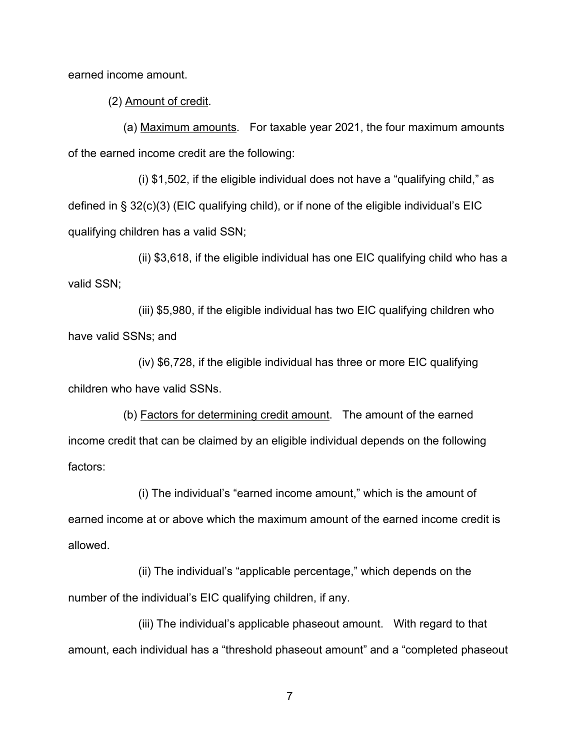earned income amount.

(2) Amount of credit.

(a) Maximum amounts. For taxable year 2021, the four maximum amounts of the earned income credit are the following:

(i) $1,502, if the eligible individual does not have a "qualifying child," as defined in § 32(c)(3) (EIC qualifying child), or if none of the eligible individual's EIC qualifying children has a valid SSN;

(ii) $3,618, if the eligible individual has one EIC qualifying child who has a valid SSN;

(iii) $5,980, if the eligible individual has two EIC qualifying children who have valid SSNs; and

(iv) $6,728, if the eligible individual has three or more EIC qualifying children who have valid SSNs.

(b) Factors for determining credit amount. The amount of the earned income credit that can be claimed by an eligible individual depends on the following factors:

(i) The individual's "earned income amount," which is the amount of earned income at or above which the maximum amount of the earned income credit is allowed.

(ii) The individual's "applicable percentage," which depends on the number of the individual's EIC qualifying children, if any.

(iii) The individual's applicable phaseout amount. With regard to that amount, each individual has a "threshold phaseout amount" and a "completed phaseout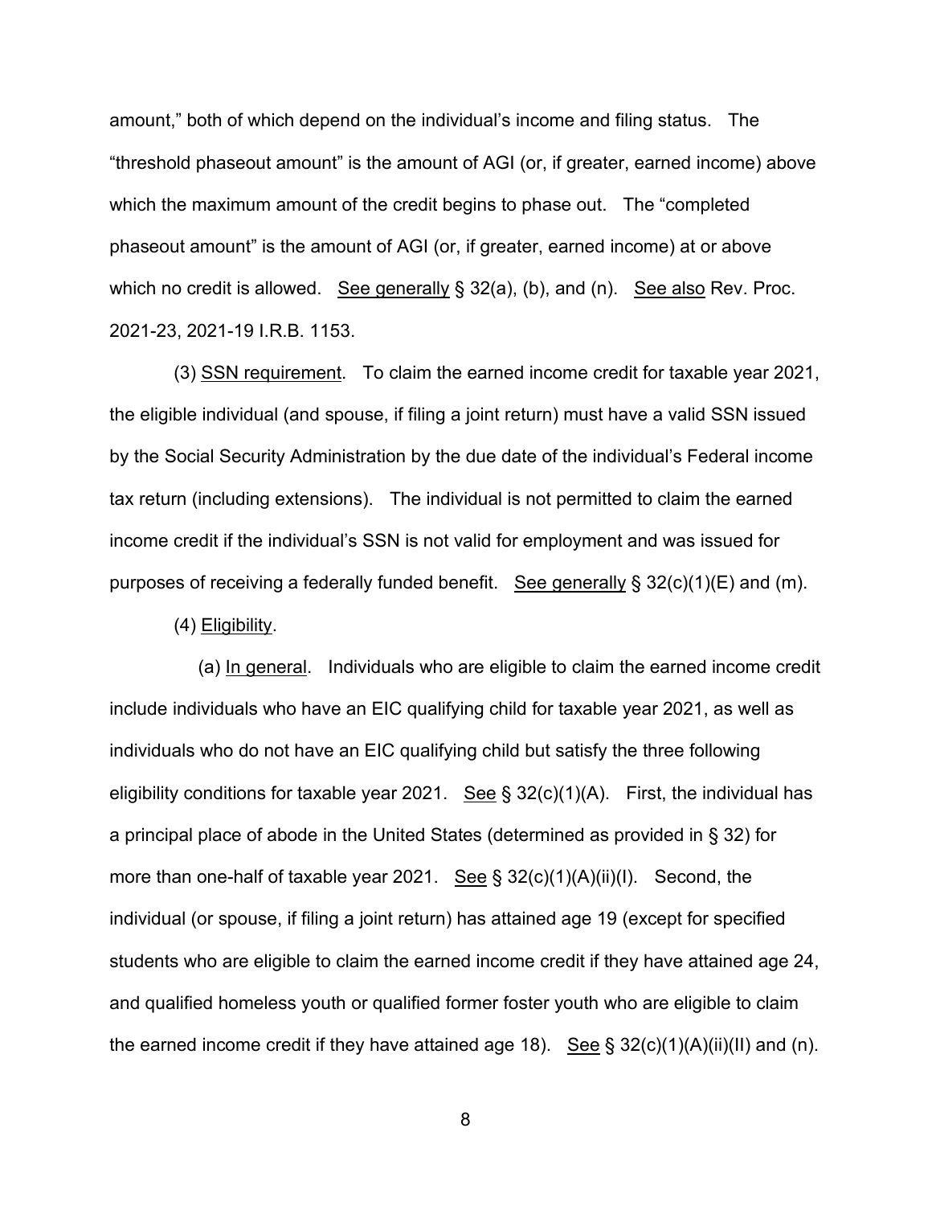amount," both of which depend on the individual's income and filing status. The "threshold phaseout amount" is the amount of AGI (or, if greater, earned income) above which the maximum amount of the credit begins to phase out. The "completed phaseout amount" is the amount of AGI (or, if greater, earned income) at or above which no credit is allowed. See generally § 32(a), (b), and (n). See also Rev. Proc. 2021-23, 2021-19 I.R.B. 1153.

(3) SSN requirement. To claim the earned income credit for taxable year 2021, the eligible individual (and spouse, if filing a joint return) must have a valid SSN issued by the Social Security Administration by the due date of the individual's Federal income tax return (including extensions). The individual is not permitted to claim the earned income credit if the individual's SSN is not valid for employment and was issued for purposes of receiving a federally funded benefit. See generally § 32(c)(1)(E) and (m).

(4) Eligibility.

(a) In general. Individuals who are eligible to claim the earned income credit include individuals who have an EIC qualifying child for taxable year 2021, as well as individuals who do not have an EIC qualifying child but satisfy the three following eligibility conditions for taxable year 2021. See § 32(c)(1)(A). First, the individual has a principal place of abode in the United States (determined as provided in § 32) for more than one-half of taxable year 2021. See § 32(c)(1)(A)(ii)(I). Second, the individual (or spouse, if filing a joint return) has attained age 19 (except for specified students who are eligible to claim the earned income credit if they have attained age 24, and qualified homeless youth or qualified former foster youth who are eligible to claim the earned income credit if they have attained age 18). See § 32(c)(1)(A)(ii)(II) and (n).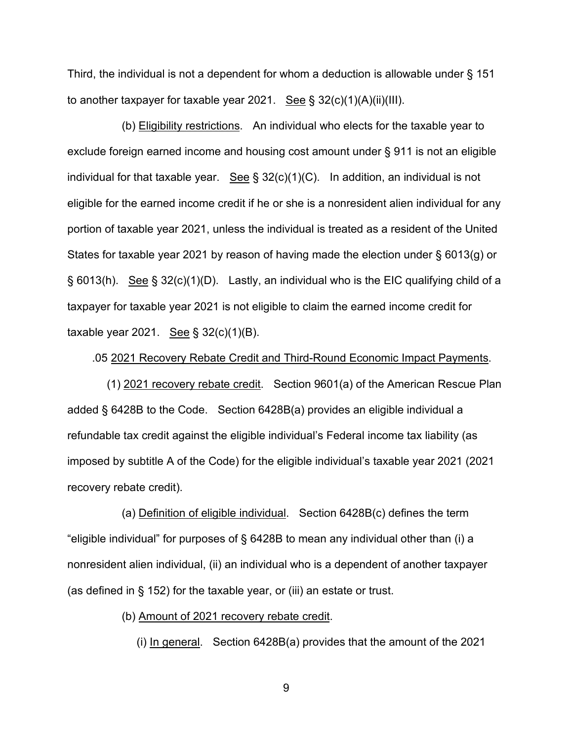Third, the individual is not a dependent for whom a deduction is allowable under § 151 to another taxpayer for taxable year 2021. See § 32(c)(1)(A)(ii)(III).

(b) Eligibility restrictions. An individual who elects for the taxable year to exclude foreign earned income and housing cost amount under § 911 is not an eligible individual for that taxable year. See § 32(c)(1)(C). In addition, an individual is not eligible for the earned income credit if he or she is a nonresident alien individual for any portion of taxable year 2021, unless the individual is treated as a resident of the United States for taxable year 2021 by reason of having made the election under § 6013(g) or § 6013(h). See § 32(c)(1)(D). Lastly, an individual who is the EIC qualifying child of a taxpayer for taxable year 2021 is not eligible to claim the earned income credit for taxable year 2021. See § 32(c)(1)(B).

.05 2021 Recovery Rebate Credit and Third-Round Economic Impact Payments.

(1) 2021 recovery rebate credit. Section 9601(a) of the American Rescue Plan added § 6428B to the Code. Section 6428B(a) provides an eligible individual a refundable tax credit against the eligible individual's Federal income tax liability (as imposed by subtitle A of the Code) for the eligible individual's taxable year 2021 (2021 recovery rebate credit).

(a) Definition of eligible individual. Section 6428B(c) defines the term "eligible individual" for purposes of § 6428B to mean any individual other than (i) a nonresident alien individual, (ii) an individual who is a dependent of another taxpayer (as defined in § 152) for the taxable year, or (iii) an estate or trust.

(b) Amount of 2021 recovery rebate credit.

(i) In general. Section 6428B(a) provides that the amount of the 2021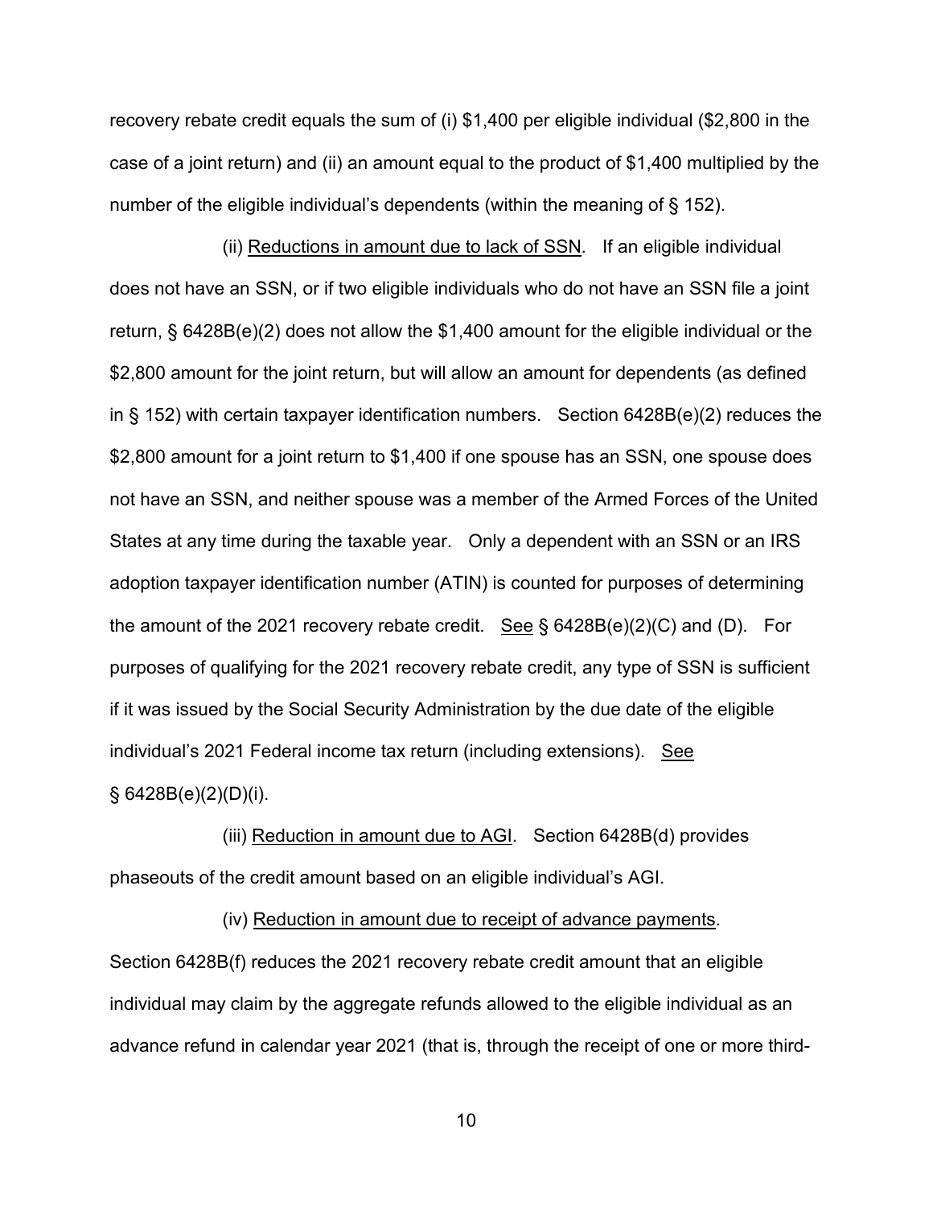recovery rebate credit equals the sum of (i) $1,400 per eligible individual ($2,800 in the case of a joint return) and (ii) an amount equal to the product of $1,400 multiplied by the number of the eligible individual's dependents (within the meaning of § 152).

(ii) Reductions in amount due to lack of SSN. If an eligible individual does not have an SSN, or if two eligible individuals who do not have an SSN file a joint return, § 6428B(e)(2) does not allow the $1,400 amount for the eligible individual or the $2,800 amount for the joint return, but will allow an amount for dependents (as defined in § 152) with certain taxpayer identification numbers. Section 6428B(e)(2) reduces the $2,800 amount for a joint return to $1,400 if one spouse has an SSN, one spouse does not have an SSN, and neither spouse was a member of the Armed Forces of the United States at any time during the taxable year. Only a dependent with an SSN or an IRS adoption taxpayer identification number (ATIN) is counted for purposes of determining the amount of the 2021 recovery rebate credit. See § 6428B(e)(2)(C) and (D). For purposes of qualifying for the 2021 recovery rebate credit, any type of SSN is sufficient if it was issued by the Social Security Administration by the due date of the eligible individual's 2021 Federal income tax return (including extensions). See § 6428B(e)(2)(D)(i).

(iii) Reduction in amount due to AGI. Section 6428B(d) provides phaseouts of the credit amount based on an eligible individual's AGI.

(iv) Reduction in amount due to receipt of advance payments. Section 6428B(f) reduces the 2021 recovery rebate credit amount that an eligible individual may claim by the aggregate refunds allowed to the eligible individual as an advance refund in calendar year 2021 (that is, through the receipt of one or more third-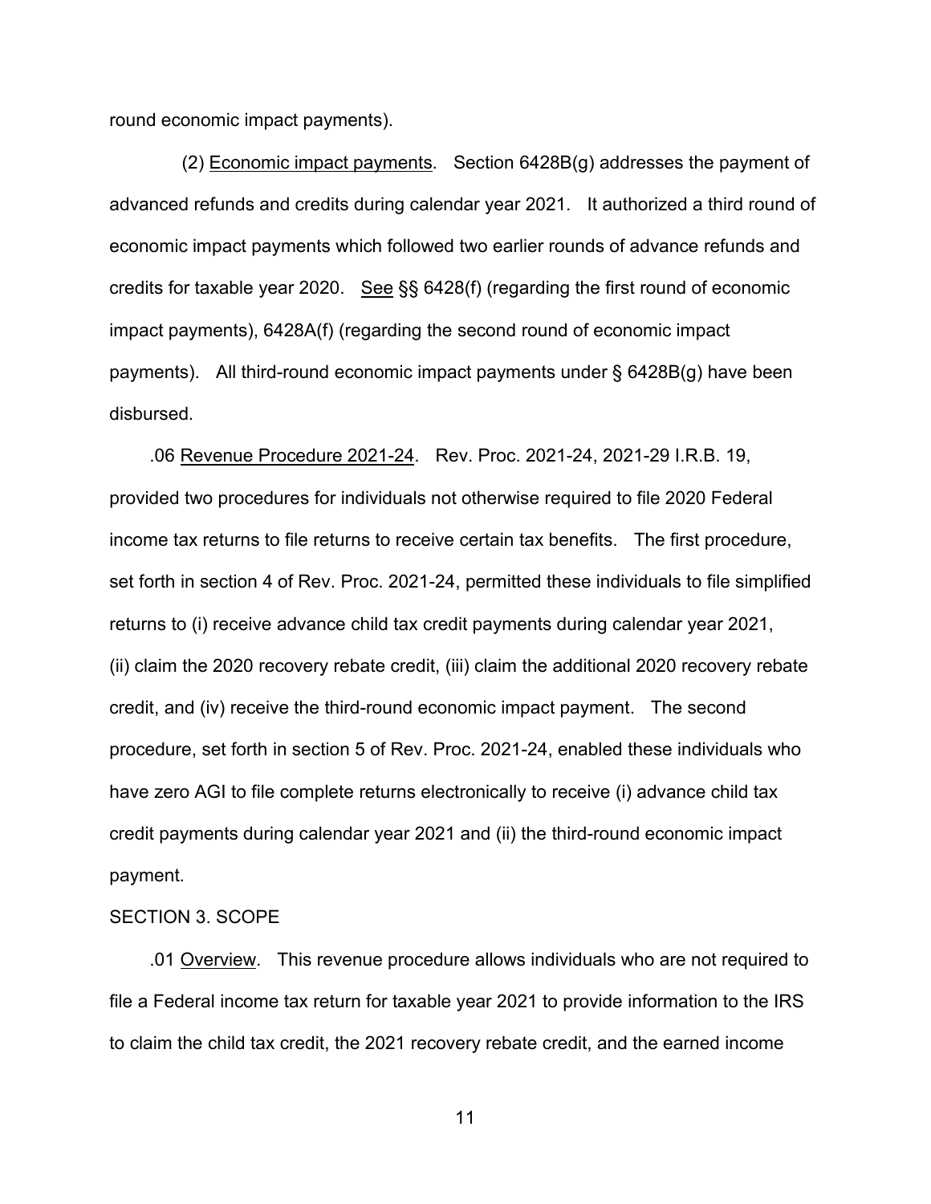round economic impact payments).

(2) Economic impact payments. Section 6428B(g) addresses the payment of advanced refunds and credits during calendar year 2021. It authorized a third round of economic impact payments which followed two earlier rounds of advance refunds and credits for taxable year 2020. See §§ 6428(f) (regarding the first round of economic impact payments), 6428A(f) (regarding the second round of economic impact payments). All third-round economic impact payments under § 6428B(g) have been disbursed.

.06 Revenue Procedure 2021-24. Rev. Proc. 2021-24, 2021-29 I.R.B. 19, provided two procedures for individuals not otherwise required to file 2020 Federal income tax returns to file returns to receive certain tax benefits. The first procedure, set forth in section 4 of Rev. Proc. 2021-24, permitted these individuals to file simplified returns to (i) receive advance child tax credit payments during calendar year 2021, (ii) claim the 2020 recovery rebate credit, (iii) claim the additional 2020 recovery rebate credit, and (iv) receive the third-round economic impact payment. The second procedure, set forth in section 5 of Rev. Proc. 2021-24, enabled these individuals who have zero AGI to file complete returns electronically to receive (i) advance child tax credit payments during calendar year 2021 and (ii) the third-round economic impact payment.

## SECTION 3. SCOPE

.01 Overview. This revenue procedure allows individuals who are not required to file a Federal income tax return for taxable year 2021 to provide information to the IRS to claim the child tax credit, the 2021 recovery rebate credit, and the earned income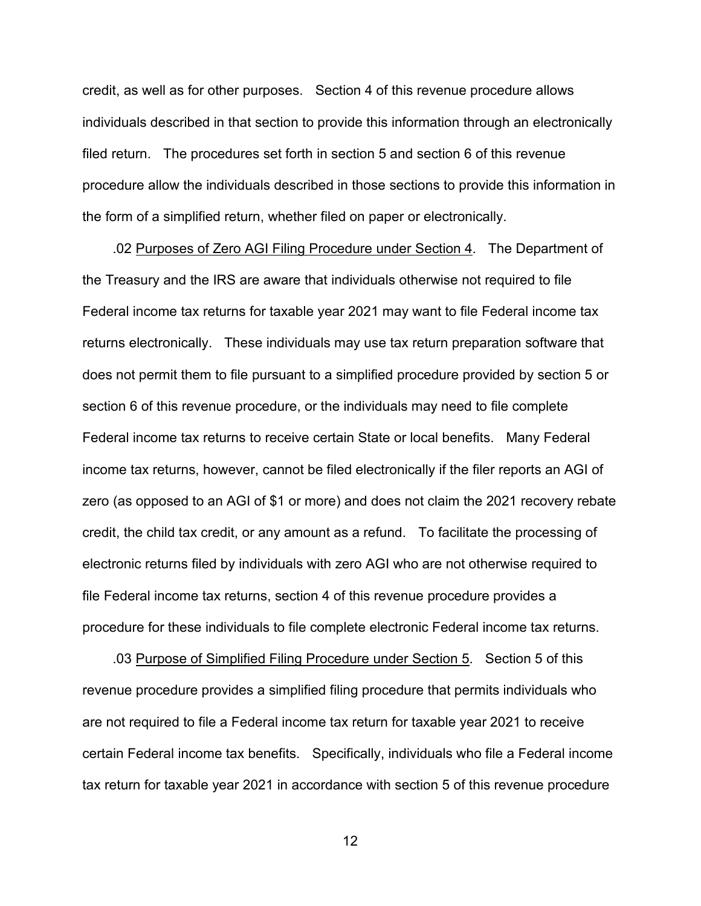credit, as well as for other purposes. Section 4 of this revenue procedure allows individuals described in that section to provide this information through an electronically filed return. The procedures set forth in section 5 and section 6 of this revenue procedure allow the individuals described in those sections to provide this information in the form of a simplified return, whether filed on paper or electronically.

.02 Purposes of Zero AGI Filing Procedure under Section 4. The Department of the Treasury and the IRS are aware that individuals otherwise not required to file Federal income tax returns for taxable year 2021 may want to file Federal income tax returns electronically. These individuals may use tax return preparation software that does not permit them to file pursuant to a simplified procedure provided by section 5 or section 6 of this revenue procedure, or the individuals may need to file complete Federal income tax returns to receive certain State or local benefits. Many Federal income tax returns, however, cannot be filed electronically if the filer reports an AGI of zero (as opposed to an AGI of $1 or more) and does not claim the 2021 recovery rebate credit, the child tax credit, or any amount as a refund. To facilitate the processing of electronic returns filed by individuals with zero AGI who are not otherwise required to file Federal income tax returns, section 4 of this revenue procedure provides a procedure for these individuals to file complete electronic Federal income tax returns.

.03 Purpose of Simplified Filing Procedure under Section 5. Section 5 of this revenue procedure provides a simplified filing procedure that permits individuals who are not required to file a Federal income tax return for taxable year 2021 to receive certain Federal income tax benefits. Specifically, individuals who file a Federal income tax return for taxable year 2021 in accordance with section 5 of this revenue procedure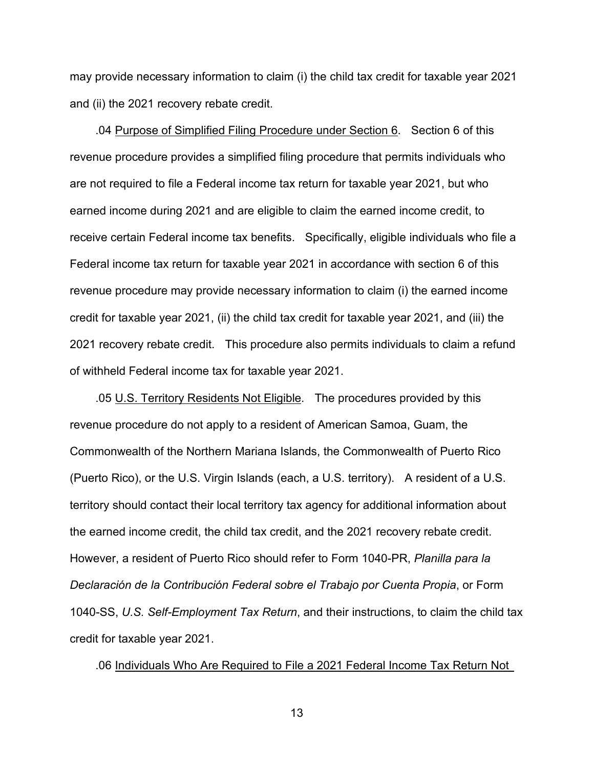may provide necessary information to claim (i) the child tax credit for taxable year 2021 and (ii) the 2021 recovery rebate credit.

.04 Purpose of Simplified Filing Procedure under Section 6. Section 6 of this revenue procedure provides a simplified filing procedure that permits individuals who are not required to file a Federal income tax return for taxable year 2021, but who earned income during 2021 and are eligible to claim the earned income credit, to receive certain Federal income tax benefits. Specifically, eligible individuals who file a Federal income tax return for taxable year 2021 in accordance with section 6 of this revenue procedure may provide necessary information to claim (i) the earned income credit for taxable year 2021, (ii) the child tax credit for taxable year 2021, and (iii) the 2021 recovery rebate credit. This procedure also permits individuals to claim a refund of withheld Federal income tax for taxable year 2021.

.05 U.S. Territory Residents Not Eligible. The procedures provided by this revenue procedure do not apply to a resident of American Samoa, Guam, the Commonwealth of the Northern Mariana Islands, the Commonwealth of Puerto Rico (Puerto Rico), or the U.S. Virgin Islands (each, a U.S. territory). A resident of a U.S. territory should contact their local territory tax agency for additional information about the earned income credit, the child tax credit, and the 2021 recovery rebate credit. However, a resident of Puerto Rico should refer to Form 1040-PR, *Planilla para la Declaración de la Contribución Federal sobre el Trabajo por Cuenta Propia*, or Form 1040-SS, *U.S. Self-Employment Tax Return*, and their instructions, to claim the child tax credit for taxable year 2021.

.06 Individuals Who Are Required to File a 2021 Federal Income Tax Return Not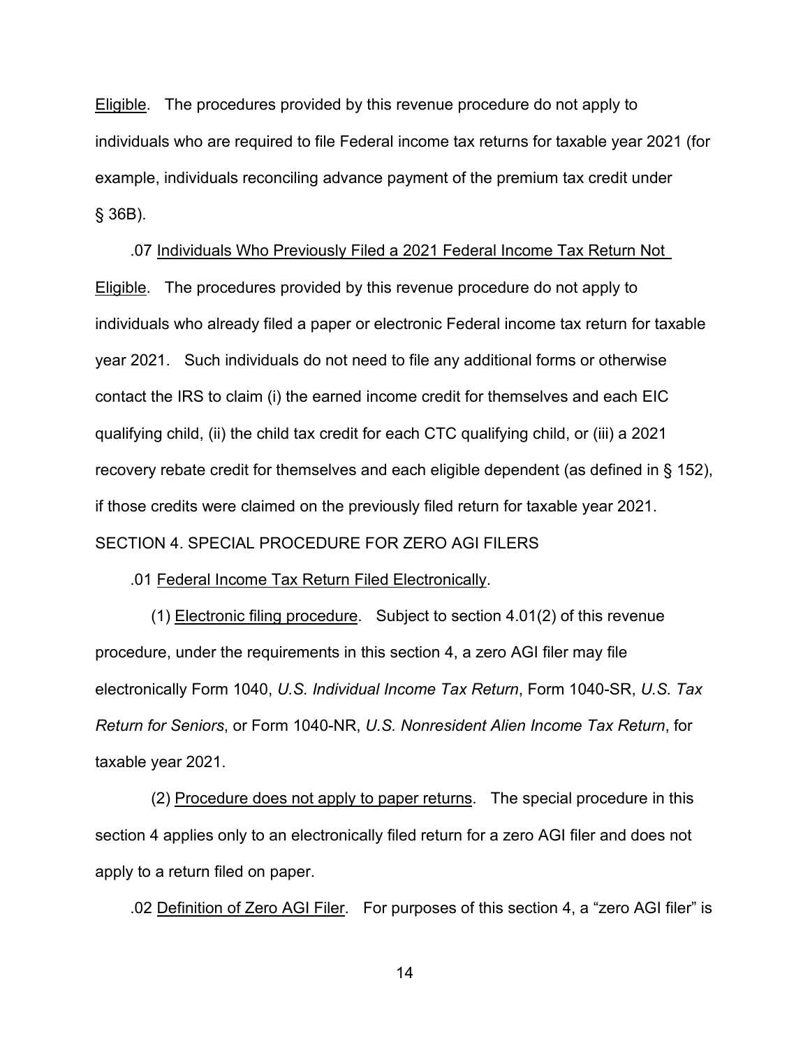Eligible. The procedures provided by this revenue procedure do not apply to individuals who are required to file Federal income tax returns for taxable year 2021 (for example, individuals reconciling advance payment of the premium tax credit under § 36B).

.07 Individuals Who Previously Filed a 2021 Federal Income Tax Return Not Eligible. The procedures provided by this revenue procedure do not apply to individuals who already filed a paper or electronic Federal income tax return for taxable year 2021. Such individuals do not need to file any additional forms or otherwise contact the IRS to claim (i) the earned income credit for themselves and each EIC qualifying child, (ii) the child tax credit for each CTC qualifying child, or (iii) a 2021 recovery rebate credit for themselves and each eligible dependent (as defined in § 152), if those credits were claimed on the previously filed return for taxable year 2021.

SECTION 4. SPECIAL PROCEDURE FOR ZERO AGI FILERS

.01 Federal Income Tax Return Filed Electronically.

(1) Electronic filing procedure. Subject to section 4.01(2) of this revenue procedure, under the requirements in this section 4, a zero AGI filer may file electronically Form 1040, *U.S. Individual Income Tax Return*, Form 1040-SR, *U.S. Tax Return for Seniors*, or Form 1040-NR, *U.S. Nonresident Alien Income Tax Return*, for taxable year 2021.

(2) Procedure does not apply to paper returns. The special procedure in this section 4 applies only to an electronically filed return for a zero AGI filer and does not apply to a return filed on paper.

.02 Definition of Zero AGI Filer. For purposes of this section 4, a "zero AGI filer" is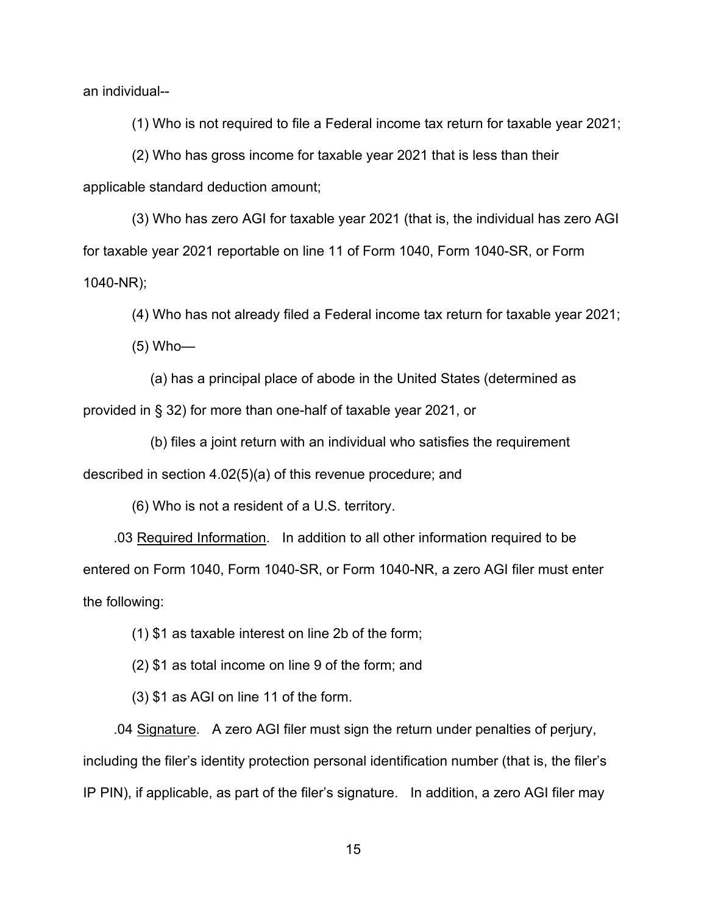an individual--

(1) Who is not required to file a Federal income tax return for taxable year 2021;

(2) Who has gross income for taxable year 2021 that is less than their applicable standard deduction amount;

(3) Who has zero AGI for taxable year 2021 (that is, the individual has zero AGI for taxable year 2021 reportable on line 11 of Form 1040, Form 1040-SR, or Form 1040-NR);

(4) Who has not already filed a Federal income tax return for taxable year 2021;

(5) Who—

(a) has a principal place of abode in the United States (determined as provided in § 32) for more than one-half of taxable year 2021, or

(b) files a joint return with an individual who satisfies the requirement described in section 4.02(5)(a) of this revenue procedure; and

(6) Who is not a resident of a U.S. territory.

.03 Required Information. In addition to all other information required to be entered on Form 1040, Form 1040-SR, or Form 1040-NR, a zero AGI filer must enter the following:

(1) $1 as taxable interest on line 2b of the form;

(2) $1 as total income on line 9 of the form; and

(3) $1 as AGI on line 11 of the form.

.04 Signature. A zero AGI filer must sign the return under penalties of perjury, including the filer's identity protection personal identification number (that is, the filer's IP PIN), if applicable, as part of the filer's signature. In addition, a zero AGI filer may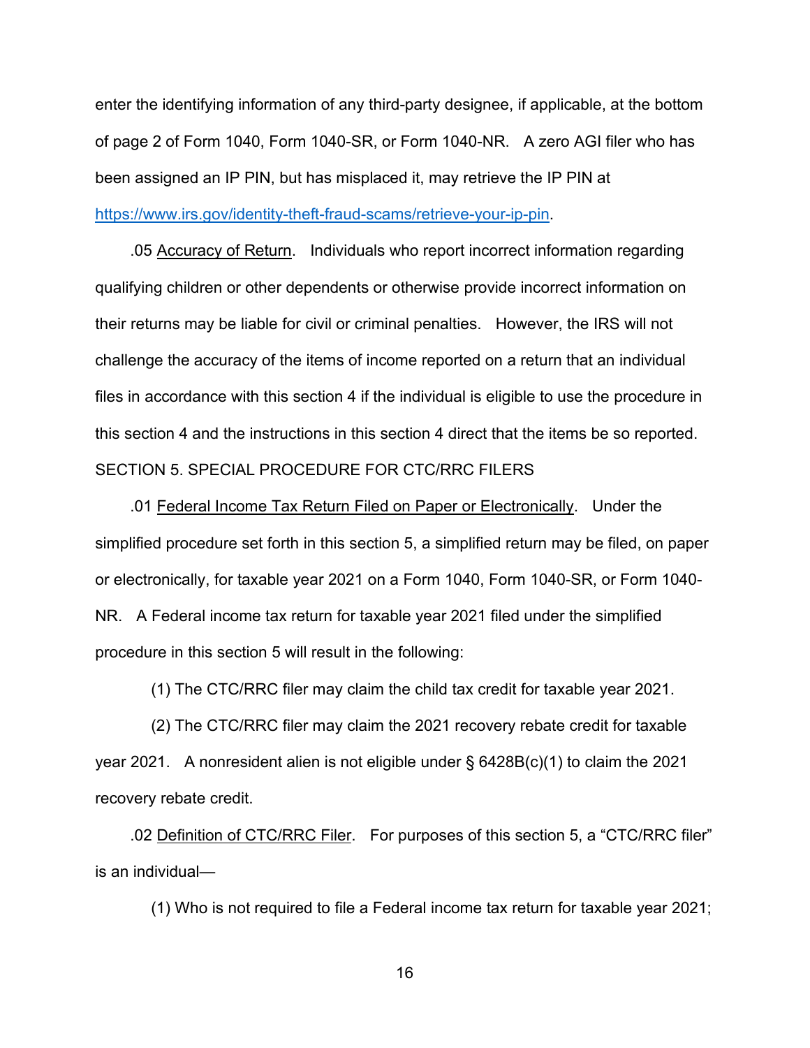enter the identifying information of any third-party designee, if applicable, at the bottom of page 2 of Form 1040, Form 1040-SR, or Form 1040-NR. A zero AGI filer who has been assigned an IP PIN, but has misplaced it, may retrieve the IP PIN at https://www.irs.gov/identity-theft-fraud-scams/retrieve-your-ip-pin.

.05 Accuracy of Return. Individuals who report incorrect information regarding qualifying children or other dependents or otherwise provide incorrect information on their returns may be liable for civil or criminal penalties. However, the IRS will not challenge the accuracy of the items of income reported on a return that an individual files in accordance with this section 4 if the individual is eligible to use the procedure in this section 4 and the instructions in this section 4 direct that the items be so reported.

SECTION 5. SPECIAL PROCEDURE FOR CTC/RRC FILERS

.01 Federal Income Tax Return Filed on Paper or Electronically. Under the simplified procedure set forth in this section 5, a simplified return may be filed, on paper or electronically, for taxable year 2021 on a Form 1040, Form 1040-SR, or Form 1040-NR. A Federal income tax return for taxable year 2021 filed under the simplified procedure in this section 5 will result in the following:

(1) The CTC/RRC filer may claim the child tax credit for taxable year 2021.

(2) The CTC/RRC filer may claim the 2021 recovery rebate credit for taxable year 2021. A nonresident alien is not eligible under § 6428B(c)(1) to claim the 2021 recovery rebate credit.

.02 Definition of CTC/RRC Filer. For purposes of this section 5, a "CTC/RRC filer" is an individual—

(1) Who is not required to file a Federal income tax return for taxable year 2021;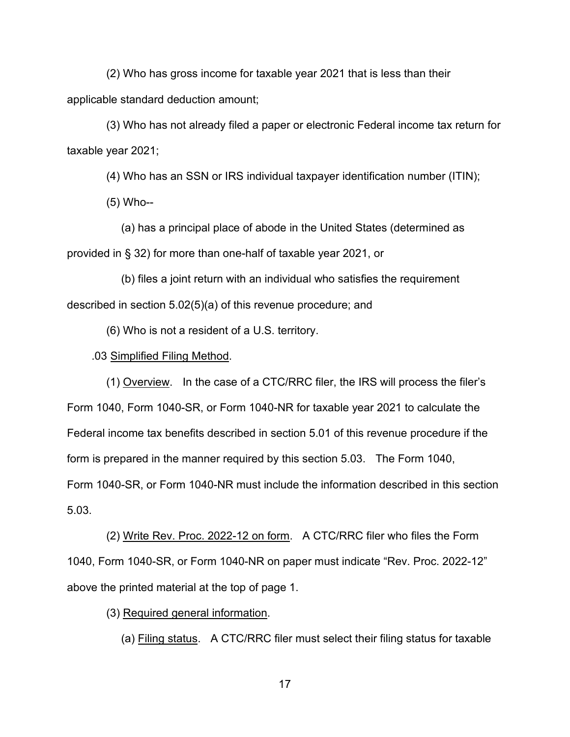(2) Who has gross income for taxable year 2021 that is less than their applicable standard deduction amount;

(3) Who has not already filed a paper or electronic Federal income tax return for taxable year 2021;

(4) Who has an SSN or IRS individual taxpayer identification number (ITIN);

(5) Who--

(a) has a principal place of abode in the United States (determined as provided in § 32) for more than one-half of taxable year 2021, or

(b) files a joint return with an individual who satisfies the requirement described in section 5.02(5)(a) of this revenue procedure; and

(6) Who is not a resident of a U.S. territory.

.03 Simplified Filing Method.

(1) Overview. In the case of a CTC/RRC filer, the IRS will process the filer's Form 1040, Form 1040-SR, or Form 1040-NR for taxable year 2021 to calculate the Federal income tax benefits described in section 5.01 of this revenue procedure if the form is prepared in the manner required by this section 5.03. The Form 1040, Form 1040-SR, or Form 1040-NR must include the information described in this section 5.03.

(2) Write Rev. Proc. 2022-12 on form. A CTC/RRC filer who files the Form 1040, Form 1040-SR, or Form 1040-NR on paper must indicate "Rev. Proc. 2022-12" above the printed material at the top of page 1.

(3) Required general information.

(a) Filing status. A CTC/RRC filer must select their filing status for taxable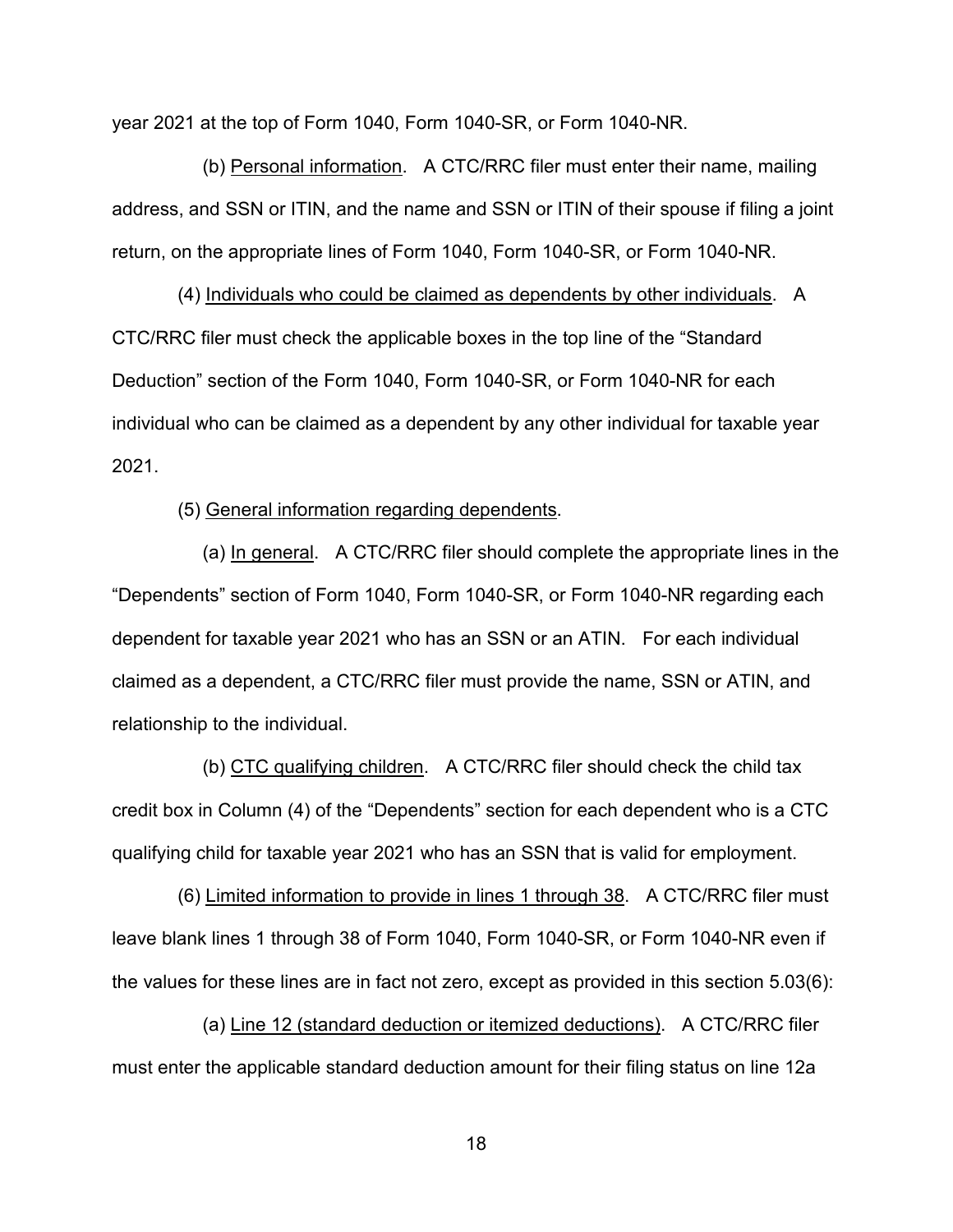year 2021 at the top of Form 1040, Form 1040-SR, or Form 1040-NR.

(b) Personal information. A CTC/RRC filer must enter their name, mailing address, and SSN or ITIN, and the name and SSN or ITIN of their spouse if filing a joint return, on the appropriate lines of Form 1040, Form 1040-SR, or Form 1040-NR.

(4) Individuals who could be claimed as dependents by other individuals. A CTC/RRC filer must check the applicable boxes in the top line of the "Standard Deduction" section of the Form 1040, Form 1040-SR, or Form 1040-NR for each individual who can be claimed as a dependent by any other individual for taxable year 2021.

(5) General information regarding dependents.

(a) In general. A CTC/RRC filer should complete the appropriate lines in the "Dependents" section of Form 1040, Form 1040-SR, or Form 1040-NR regarding each dependent for taxable year 2021 who has an SSN or an ATIN. For each individual claimed as a dependent, a CTC/RRC filer must provide the name, SSN or ATIN, and relationship to the individual.

(b) CTC qualifying children. A CTC/RRC filer should check the child tax credit box in Column (4) of the "Dependents" section for each dependent who is a CTC qualifying child for taxable year 2021 who has an SSN that is valid for employment.

(6) Limited information to provide in lines 1 through 38. A CTC/RRC filer must leave blank lines 1 through 38 of Form 1040, Form 1040-SR, or Form 1040-NR even if the values for these lines are in fact not zero, except as provided in this section 5.03(6):

(a) Line 12 (standard deduction or itemized deductions). A CTC/RRC filer must enter the applicable standard deduction amount for their filing status on line 12a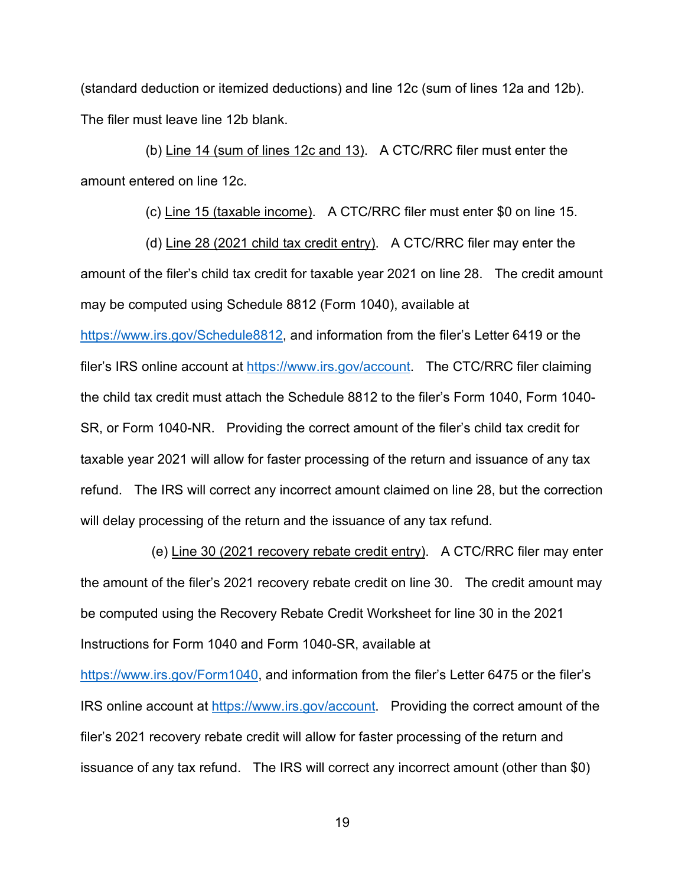(standard deduction or itemized deductions) and line 12c (sum of lines 12a and 12b). The filer must leave line 12b blank.

(b) Line 14 (sum of lines 12c and 13). A CTC/RRC filer must enter the amount entered on line 12c.

(c) Line 15 (taxable income). A CTC/RRC filer must enter $0 on line 15.

(d) Line 28 (2021 child tax credit entry). A CTC/RRC filer may enter the amount of the filer's child tax credit for taxable year 2021 on line 28. The credit amount may be computed using Schedule 8812 (Form 1040), available at https://www.irs.gov/Schedule8812, and information from the filer's Letter 6419 or the filer's IRS online account at https://www.irs.gov/account. The CTC/RRC filer claiming the child tax credit must attach the Schedule 8812 to the filer's Form 1040, Form 1040-SR, or Form 1040-NR. Providing the correct amount of the filer's child tax credit for taxable year 2021 will allow for faster processing of the return and issuance of any tax refund. The IRS will correct any incorrect amount claimed on line 28, but the correction will delay processing of the return and the issuance of any tax refund.

(e) Line 30 (2021 recovery rebate credit entry). A CTC/RRC filer may enter the amount of the filer's 2021 recovery rebate credit on line 30. The credit amount may be computed using the Recovery Rebate Credit Worksheet for line 30 in the 2021 Instructions for Form 1040 and Form 1040-SR, available at https://www.irs.gov/Form1040, and information from the filer's Letter 6475 or the filer's IRS online account at https://www.irs.gov/account. Providing the correct amount of the filer's 2021 recovery rebate credit will allow for faster processing of the return and issuance of any tax refund. The IRS will correct any incorrect amount (other than $0)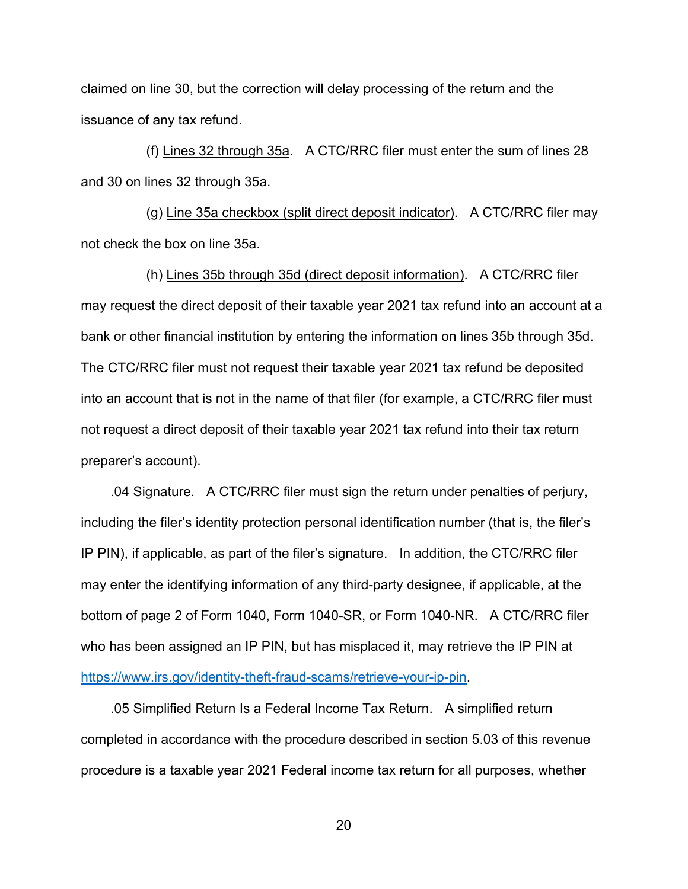claimed on line 30, but the correction will delay processing of the return and the issuance of any tax refund.

(f) Lines 32 through 35a. A CTC/RRC filer must enter the sum of lines 28 and 30 on lines 32 through 35a.

(g) Line 35a checkbox (split direct deposit indicator). A CTC/RRC filer may not check the box on line 35a.

(h) Lines 35b through 35d (direct deposit information). A CTC/RRC filer may request the direct deposit of their taxable year 2021 tax refund into an account at a bank or other financial institution by entering the information on lines 35b through 35d. The CTC/RRC filer must not request their taxable year 2021 tax refund be deposited into an account that is not in the name of that filer (for example, a CTC/RRC filer must not request a direct deposit of their taxable year 2021 tax refund into their tax return preparer's account).

.04 Signature. A CTC/RRC filer must sign the return under penalties of perjury, including the filer's identity protection personal identification number (that is, the filer's IP PIN), if applicable, as part of the filer's signature. In addition, the CTC/RRC filer may enter the identifying information of any third-party designee, if applicable, at the bottom of page 2 of Form 1040, Form 1040-SR, or Form 1040-NR. A CTC/RRC filer who has been assigned an IP PIN, but has misplaced it, may retrieve the IP PIN at https://www.irs.gov/identity-theft-fraud-scams/retrieve-your-ip-pin.

.05 Simplified Return Is a Federal Income Tax Return. A simplified return completed in accordance with the procedure described in section 5.03 of this revenue procedure is a taxable year 2021 Federal income tax return for all purposes, whether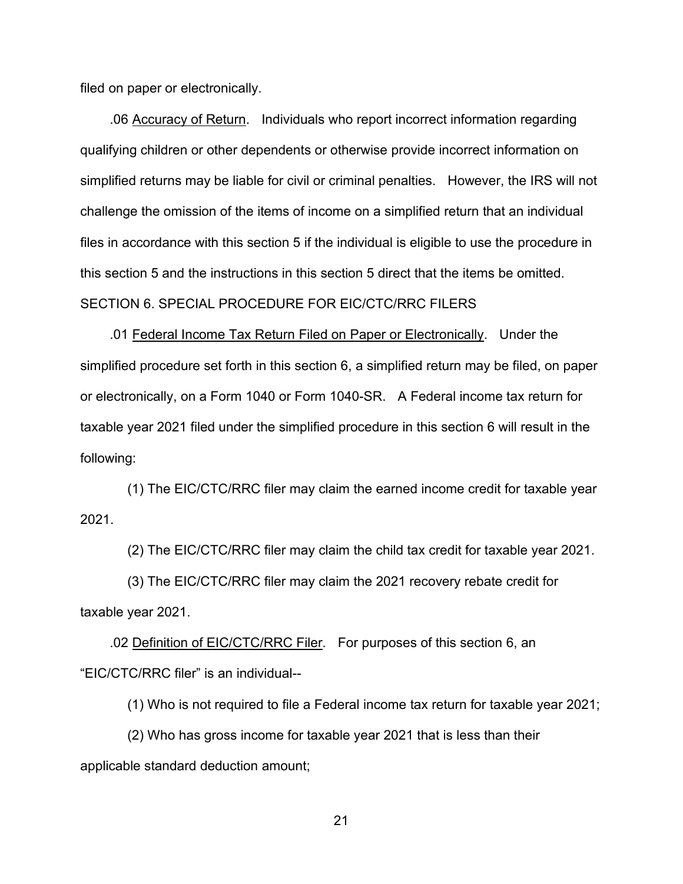filed on paper or electronically.

.06 Accuracy of Return. Individuals who report incorrect information regarding qualifying children or other dependents or otherwise provide incorrect information on simplified returns may be liable for civil or criminal penalties. However, the IRS will not challenge the omission of the items of income on a simplified return that an individual files in accordance with this section 5 if the individual is eligible to use the procedure in this section 5 and the instructions in this section 5 direct that the items be omitted.

SECTION 6. SPECIAL PROCEDURE FOR EIC/CTC/RRC FILERS

.01 Federal Income Tax Return Filed on Paper or Electronically. Under the simplified procedure set forth in this section 6, a simplified return may be filed, on paper or electronically, on a Form 1040 or Form 1040-SR. A Federal income tax return for taxable year 2021 filed under the simplified procedure in this section 6 will result in the following:

(1) The EIC/CTC/RRC filer may claim the earned income credit for taxable year 2021.

(2) The EIC/CTC/RRC filer may claim the child tax credit for taxable year 2021.

(3) The EIC/CTC/RRC filer may claim the 2021 recovery rebate credit for taxable year 2021.

.02 Definition of EIC/CTC/RRC Filer. For purposes of this section 6, an "EIC/CTC/RRC filer" is an individual--

(1) Who is not required to file a Federal income tax return for taxable year 2021;

(2) Who has gross income for taxable year 2021 that is less than their applicable standard deduction amount;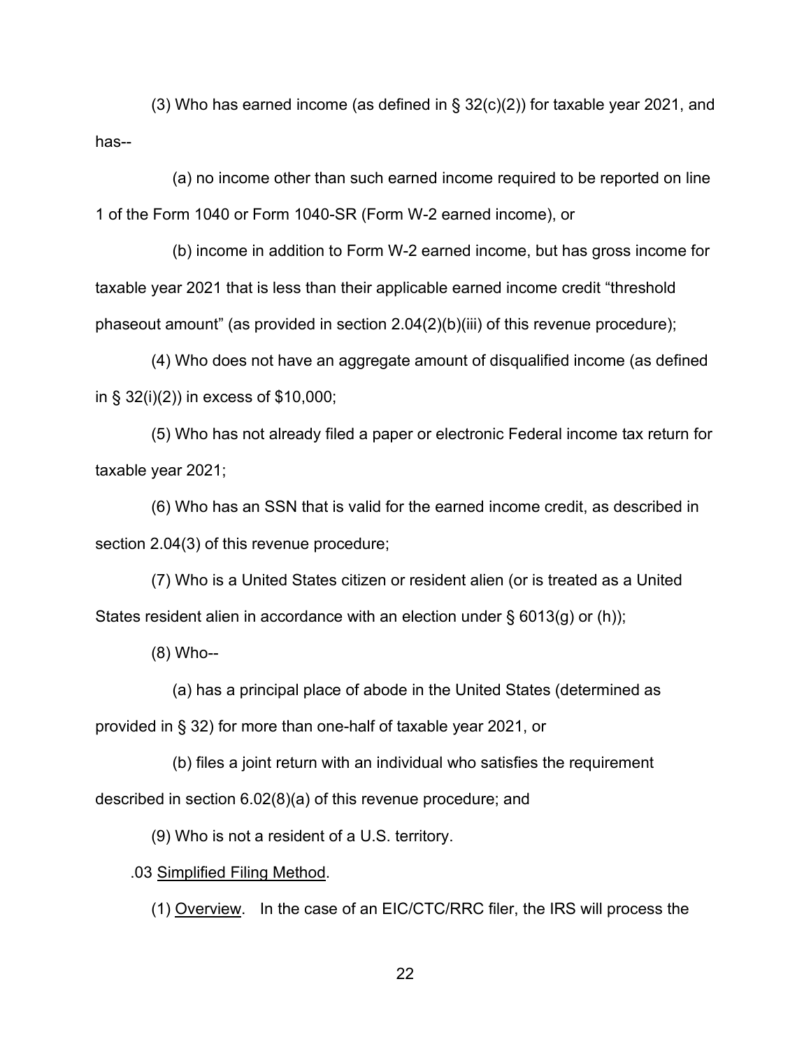(3) Who has earned income (as defined in § 32(c)(2)) for taxable year 2021, and has--

(a) no income other than such earned income required to be reported on line 1 of the Form 1040 or Form 1040-SR (Form W-2 earned income), or

(b) income in addition to Form W-2 earned income, but has gross income for taxable year 2021 that is less than their applicable earned income credit "threshold phaseout amount" (as provided in section 2.04(2)(b)(iii) of this revenue procedure);

(4) Who does not have an aggregate amount of disqualified income (as defined in § 32(i)(2)) in excess of $10,000;

(5) Who has not already filed a paper or electronic Federal income tax return for taxable year 2021;

(6) Who has an SSN that is valid for the earned income credit, as described in section 2.04(3) of this revenue procedure;

(7) Who is a United States citizen or resident alien (or is treated as a United States resident alien in accordance with an election under § 6013(g) or (h));

(8) Who--

(a) has a principal place of abode in the United States (determined as provided in § 32) for more than one-half of taxable year 2021, or

(b) files a joint return with an individual who satisfies the requirement described in section 6.02(8)(a) of this revenue procedure; and

(9) Who is not a resident of a U.S. territory.

.03 Simplified Filing Method.

(1) Overview. In the case of an EIC/CTC/RRC filer, the IRS will process the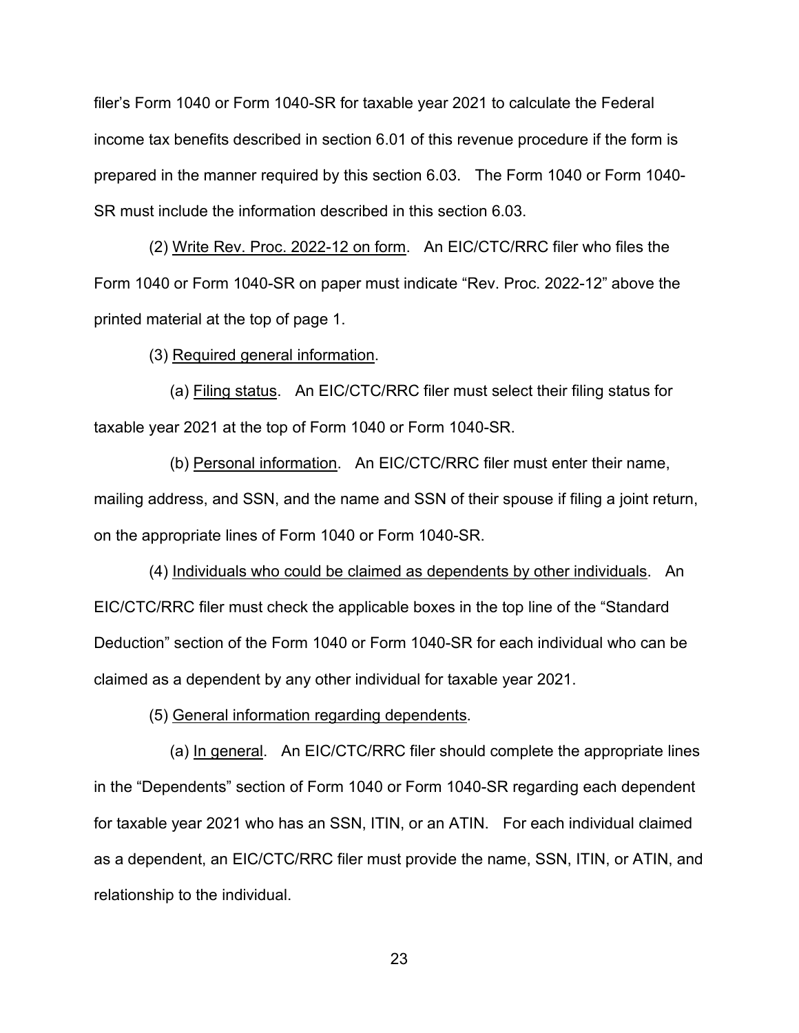filer's Form 1040 or Form 1040-SR for taxable year 2021 to calculate the Federal income tax benefits described in section 6.01 of this revenue procedure if the form is prepared in the manner required by this section 6.03. The Form 1040 or Form 1040-SR must include the information described in this section 6.03.

(2) Write Rev. Proc. 2022-12 on form. An EIC/CTC/RRC filer who files the Form 1040 or Form 1040-SR on paper must indicate "Rev. Proc. 2022-12" above the printed material at the top of page 1.

(3) Required general information.

(a) Filing status. An EIC/CTC/RRC filer must select their filing status for taxable year 2021 at the top of Form 1040 or Form 1040-SR.

(b) Personal information. An EIC/CTC/RRC filer must enter their name, mailing address, and SSN, and the name and SSN of their spouse if filing a joint return, on the appropriate lines of Form 1040 or Form 1040-SR.

(4) Individuals who could be claimed as dependents by other individuals. An EIC/CTC/RRC filer must check the applicable boxes in the top line of the "Standard Deduction" section of the Form 1040 or Form 1040-SR for each individual who can be claimed as a dependent by any other individual for taxable year 2021.

(5) General information regarding dependents.

(a) In general. An EIC/CTC/RRC filer should complete the appropriate lines in the "Dependents" section of Form 1040 or Form 1040-SR regarding each dependent for taxable year 2021 who has an SSN, ITIN, or an ATIN. For each individual claimed as a dependent, an EIC/CTC/RRC filer must provide the name, SSN, ITIN, or ATIN, and relationship to the individual.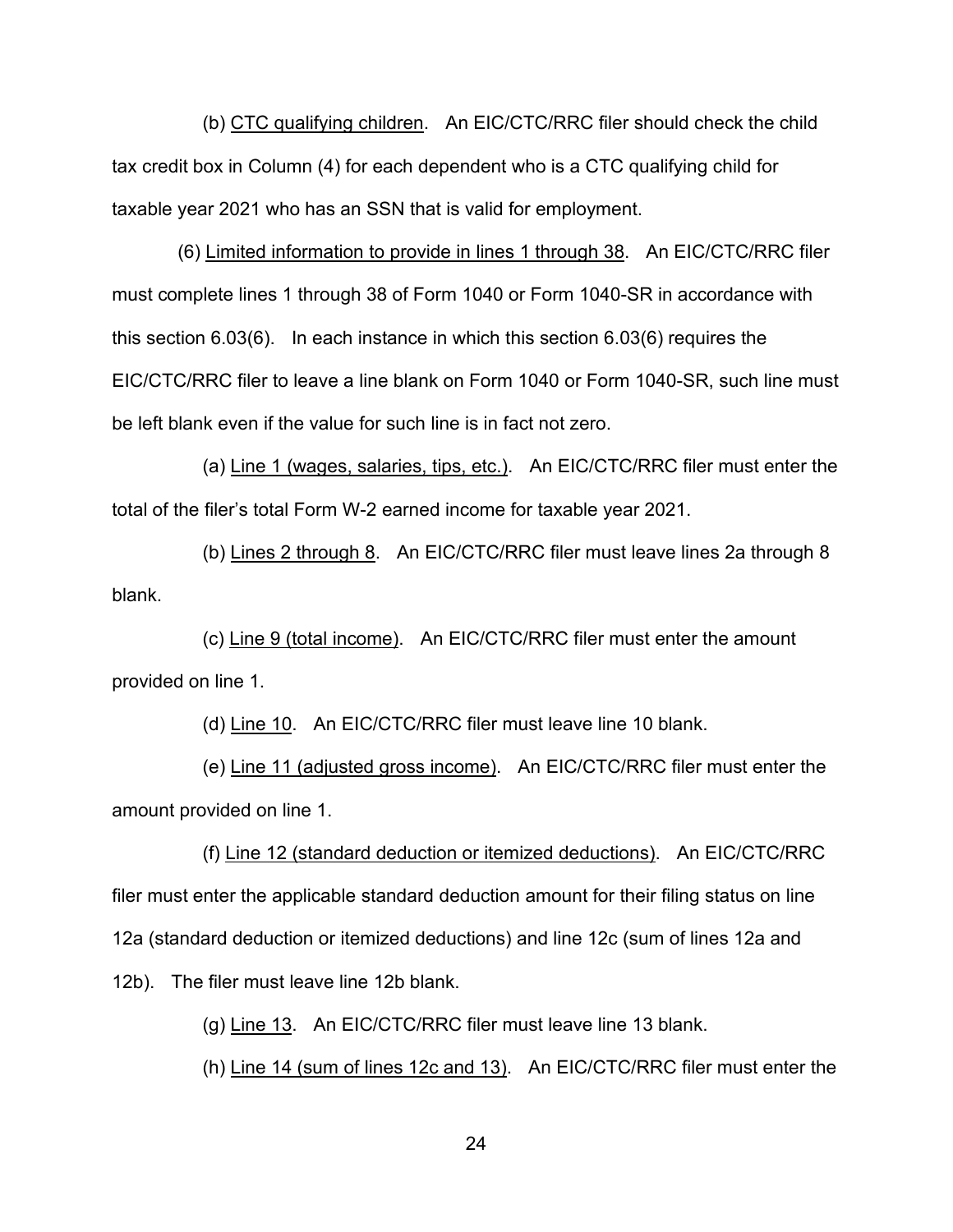(b) CTC qualifying children. An EIC/CTC/RRC filer should check the child tax credit box in Column (4) for each dependent who is a CTC qualifying child for taxable year 2021 who has an SSN that is valid for employment.

(6) Limited information to provide in lines 1 through 38. An EIC/CTC/RRC filer must complete lines 1 through 38 of Form 1040 or Form 1040-SR in accordance with this section 6.03(6). In each instance in which this section 6.03(6) requires the EIC/CTC/RRC filer to leave a line blank on Form 1040 or Form 1040-SR, such line must be left blank even if the value for such line is in fact not zero.

(a) Line 1 (wages, salaries, tips, etc.). An EIC/CTC/RRC filer must enter the total of the filer's total Form W-2 earned income for taxable year 2021.

(b) Lines 2 through 8. An EIC/CTC/RRC filer must leave lines 2a through 8 blank.

(c) Line 9 (total income). An EIC/CTC/RRC filer must enter the amount provided on line 1.

(d) Line 10. An EIC/CTC/RRC filer must leave line 10 blank.

(e) Line 11 (adjusted gross income). An EIC/CTC/RRC filer must enter the amount provided on line 1.

(f) Line 12 (standard deduction or itemized deductions). An EIC/CTC/RRC filer must enter the applicable standard deduction amount for their filing status on line 12a (standard deduction or itemized deductions) and line 12c (sum of lines 12a and 12b). The filer must leave line 12b blank.

(g) Line 13. An EIC/CTC/RRC filer must leave line 13 blank.

(h) Line 14 (sum of lines 12c and 13). An EIC/CTC/RRC filer must enter the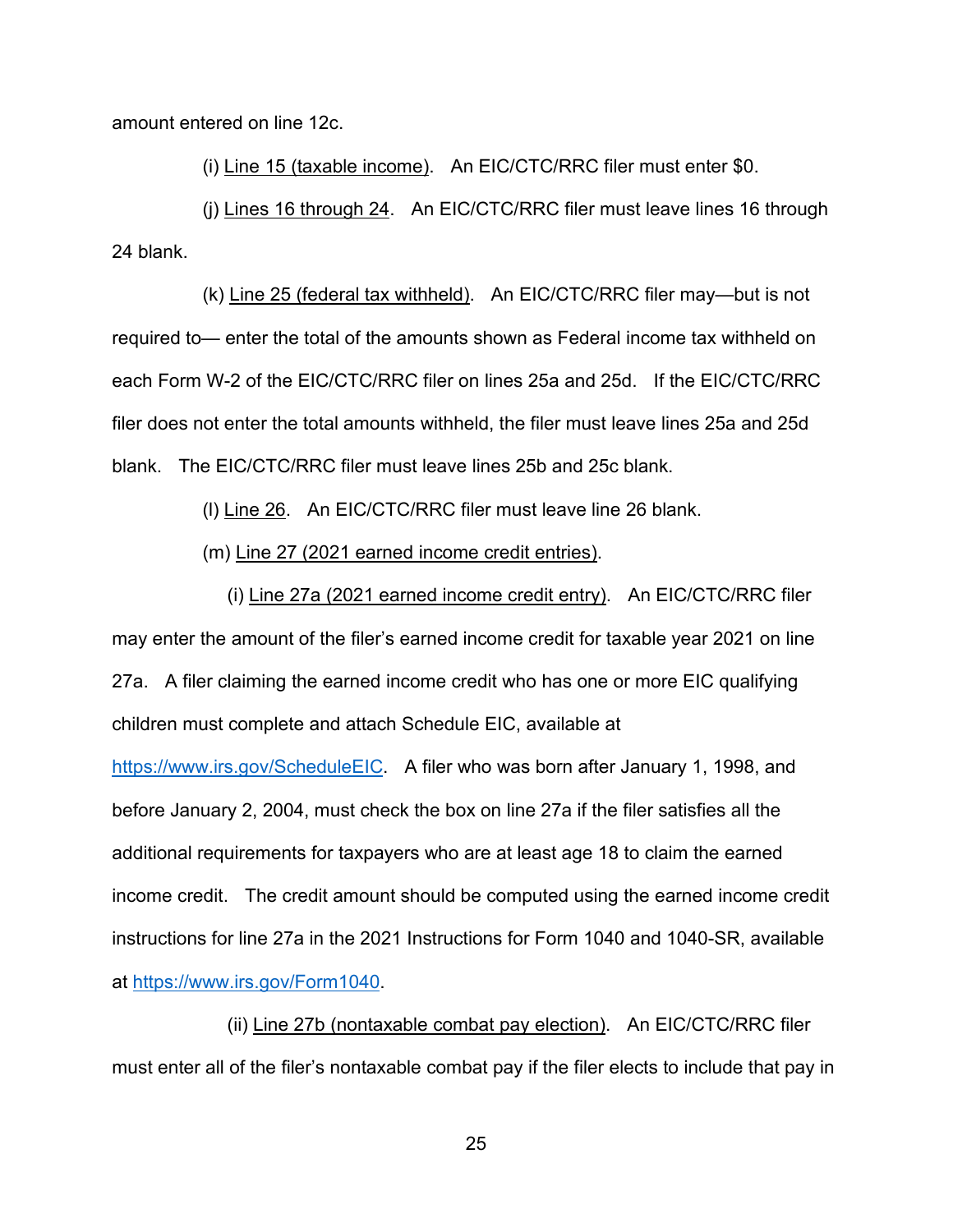amount entered on line 12c.

(i) Line 15 (taxable income). An EIC/CTC/RRC filer must enter $0.

(j) Lines 16 through 24. An EIC/CTC/RRC filer must leave lines 16 through 24 blank.

(k) Line 25 (federal tax withheld). An EIC/CTC/RRC filer may—but is not required to— enter the total of the amounts shown as Federal income tax withheld on each Form W-2 of the EIC/CTC/RRC filer on lines 25a and 25d. If the EIC/CTC/RRC filer does not enter the total amounts withheld, the filer must leave lines 25a and 25d blank. The EIC/CTC/RRC filer must leave lines 25b and 25c blank.

(l) Line 26. An EIC/CTC/RRC filer must leave line 26 blank.

(m) Line 27 (2021 earned income credit entries).

(i) Line 27a (2021 earned income credit entry). An EIC/CTC/RRC filer may enter the amount of the filer's earned income credit for taxable year 2021 on line 27a. A filer claiming the earned income credit who has one or more EIC qualifying children must complete and attach Schedule EIC, available at https://www.irs.gov/ScheduleEIC. A filer who was born after January 1, 1998, and before January 2, 2004, must check the box on line 27a if the filer satisfies all the additional requirements for taxpayers who are at least age 18 to claim the earned income credit. The credit amount should be computed using the earned income credit instructions for line 27a in the 2021 Instructions for Form 1040 and 1040-SR, available at https://www.irs.gov/Form1040.

(ii) Line 27b (nontaxable combat pay election). An EIC/CTC/RRC filer must enter all of the filer's nontaxable combat pay if the filer elects to include that pay in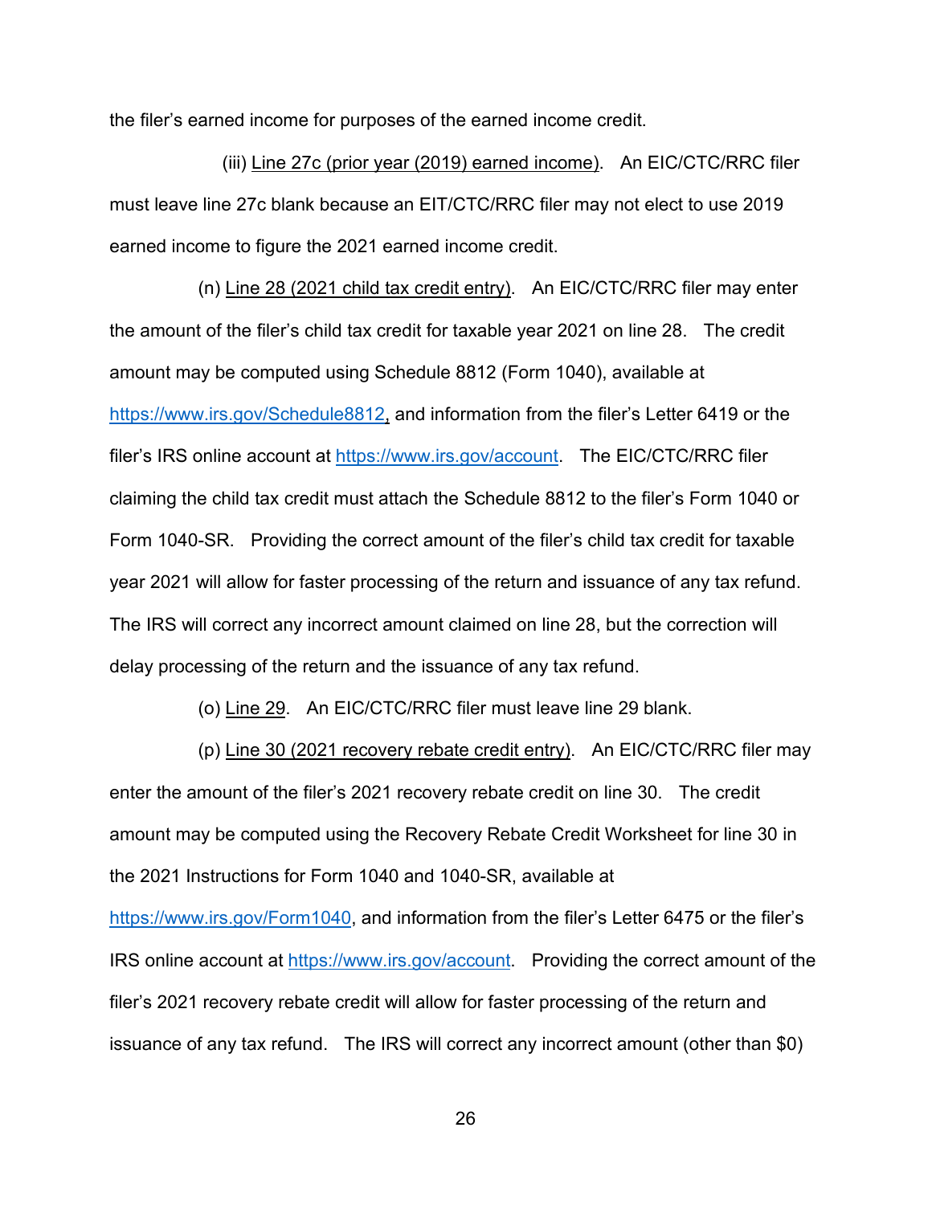the filer's earned income for purposes of the earned income credit.

(iii) Line 27c (prior year (2019) earned income). An EIC/CTC/RRC filer must leave line 27c blank because an EIT/CTC/RRC filer may not elect to use 2019 earned income to figure the 2021 earned income credit.

(n) Line 28 (2021 child tax credit entry). An EIC/CTC/RRC filer may enter the amount of the filer's child tax credit for taxable year 2021 on line 28. The credit amount may be computed using Schedule 8812 (Form 1040), available at https://www.irs.gov/Schedule8812, and information from the filer's Letter 6419 or the filer's IRS online account at https://www.irs.gov/account. The EIC/CTC/RRC filer claiming the child tax credit must attach the Schedule 8812 to the filer's Form 1040 or Form 1040-SR. Providing the correct amount of the filer's child tax credit for taxable year 2021 will allow for faster processing of the return and issuance of any tax refund. The IRS will correct any incorrect amount claimed on line 28, but the correction will delay processing of the return and the issuance of any tax refund.

(o) Line 29. An EIC/CTC/RRC filer must leave line 29 blank.

(p) Line 30 (2021 recovery rebate credit entry). An EIC/CTC/RRC filer may enter the amount of the filer's 2021 recovery rebate credit on line 30. The credit amount may be computed using the Recovery Rebate Credit Worksheet for line 30 in the 2021 Instructions for Form 1040 and 1040-SR, available at https://www.irs.gov/Form1040, and information from the filer's Letter 6475 or the filer's IRS online account at https://www.irs.gov/account. Providing the correct amount of the filer's 2021 recovery rebate credit will allow for faster processing of the return and issuance of any tax refund. The IRS will correct any incorrect amount (other than $0)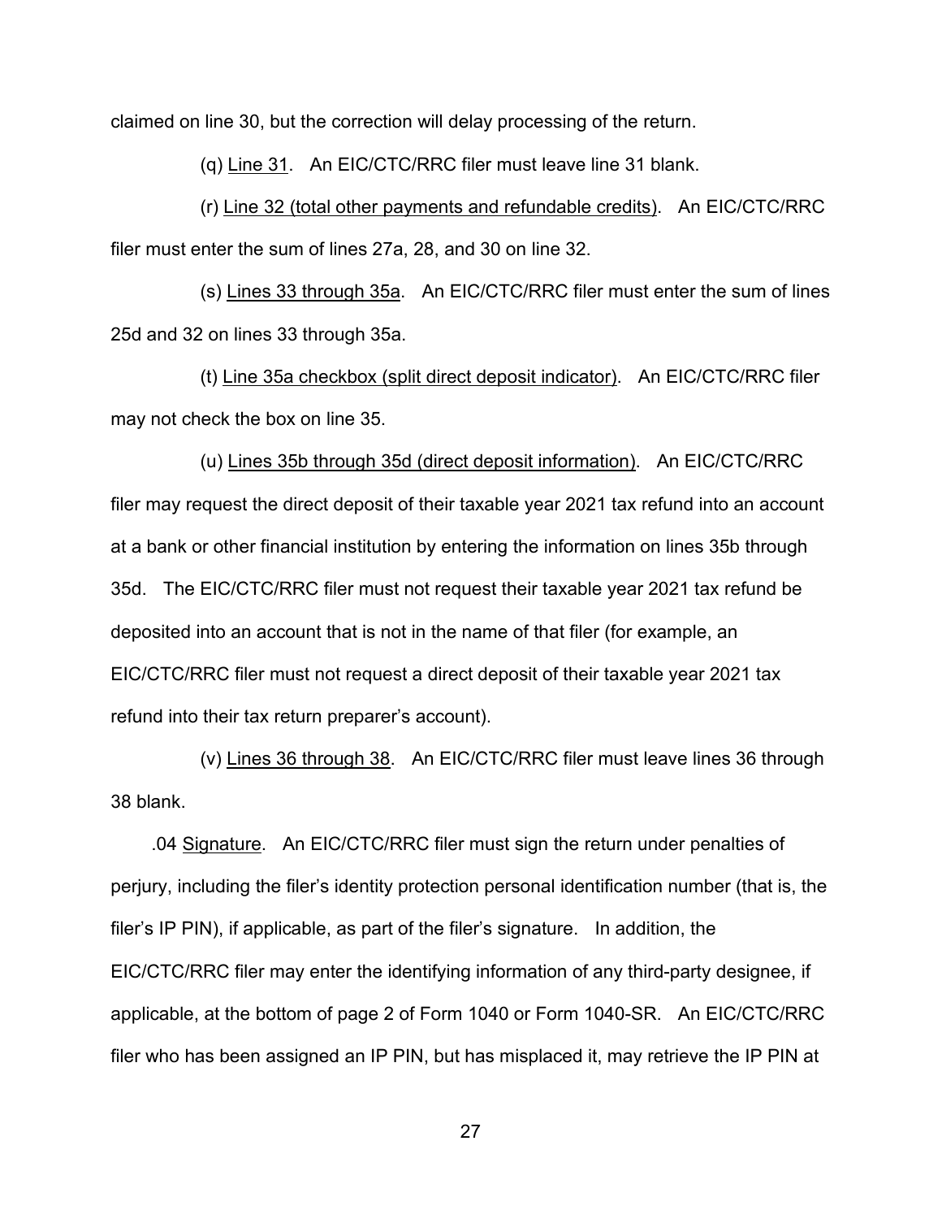claimed on line 30, but the correction will delay processing of the return.

(q) Line 31. An EIC/CTC/RRC filer must leave line 31 blank.

(r) Line 32 (total other payments and refundable credits). An EIC/CTC/RRC filer must enter the sum of lines 27a, 28, and 30 on line 32.

(s) Lines 33 through 35a. An EIC/CTC/RRC filer must enter the sum of lines 25d and 32 on lines 33 through 35a.

(t) Line 35a checkbox (split direct deposit indicator). An EIC/CTC/RRC filer may not check the box on line 35.

(u) Lines 35b through 35d (direct deposit information). An EIC/CTC/RRC filer may request the direct deposit of their taxable year 2021 tax refund into an account at a bank or other financial institution by entering the information on lines 35b through 35d. The EIC/CTC/RRC filer must not request their taxable year 2021 tax refund be deposited into an account that is not in the name of that filer (for example, an EIC/CTC/RRC filer must not request a direct deposit of their taxable year 2021 tax refund into their tax return preparer's account).

(v) Lines 36 through 38. An EIC/CTC/RRC filer must leave lines 36 through 38 blank.

.04 Signature. An EIC/CTC/RRC filer must sign the return under penalties of perjury, including the filer's identity protection personal identification number (that is, the filer's IP PIN), if applicable, as part of the filer's signature. In addition, the EIC/CTC/RRC filer may enter the identifying information of any third-party designee, if applicable, at the bottom of page 2 of Form 1040 or Form 1040-SR. An EIC/CTC/RRC filer who has been assigned an IP PIN, but has misplaced it, may retrieve the IP PIN at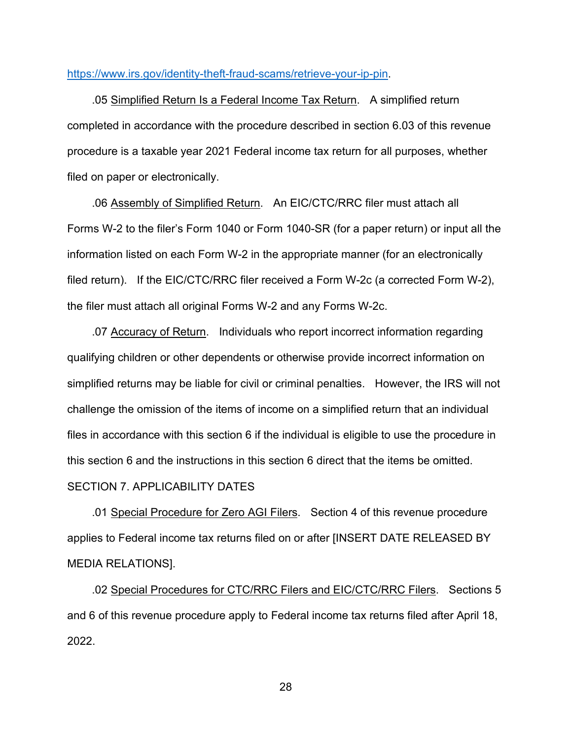https://www.irs.gov/identity-theft-fraud-scams/retrieve-your-ip-pin.

.05 Simplified Return Is a Federal Income Tax Return. A simplified return completed in accordance with the procedure described in section 6.03 of this revenue procedure is a taxable year 2021 Federal income tax return for all purposes, whether filed on paper or electronically.

.06 Assembly of Simplified Return. An EIC/CTC/RRC filer must attach all Forms W-2 to the filer's Form 1040 or Form 1040-SR (for a paper return) or input all the information listed on each Form W-2 in the appropriate manner (for an electronically filed return). If the EIC/CTC/RRC filer received a Form W-2c (a corrected Form W-2), the filer must attach all original Forms W-2 and any Forms W-2c.

.07 Accuracy of Return. Individuals who report incorrect information regarding qualifying children or other dependents or otherwise provide incorrect information on simplified returns may be liable for civil or criminal penalties. However, the IRS will not challenge the omission of the items of income on a simplified return that an individual files in accordance with this section 6 if the individual is eligible to use the procedure in this section 6 and the instructions in this section 6 direct that the items be omitted.

## SECTION 7. APPLICABILITY DATES

.01 Special Procedure for Zero AGI Filers. Section 4 of this revenue procedure applies to Federal income tax returns filed on or after [INSERT DATE RELEASED BY MEDIA RELATIONS].

.02 Special Procedures for CTC/RRC Filers and EIC/CTC/RRC Filers. Sections 5 and 6 of this revenue procedure apply to Federal income tax returns filed after April 18, 2022.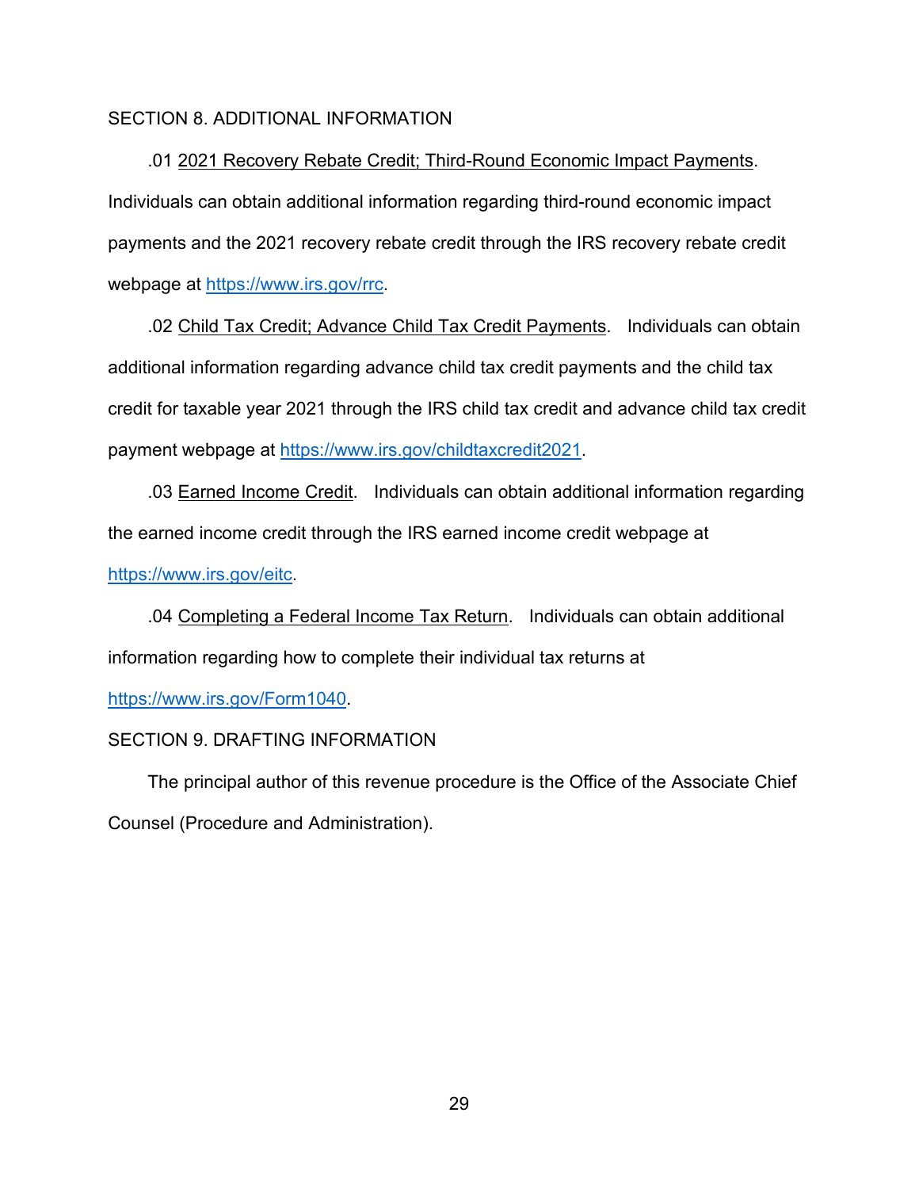## SECTION 8. ADDITIONAL INFORMATION

.01 2021 Recovery Rebate Credit; Third-Round Economic Impact Payments. Individuals can obtain additional information regarding third-round economic impact payments and the 2021 recovery rebate credit through the IRS recovery rebate credit webpage at https://www.irs.gov/rrc.

.02 Child Tax Credit; Advance Child Tax Credit Payments. Individuals can obtain additional information regarding advance child tax credit payments and the child tax credit for taxable year 2021 through the IRS child tax credit and advance child tax credit payment webpage at https://www.irs.gov/childtaxcredit2021.

.03 Earned Income Credit. Individuals can obtain additional information regarding the earned income credit through the IRS earned income credit webpage at https://www.irs.gov/eitc.

.04 Completing a Federal Income Tax Return. Individuals can obtain additional information regarding how to complete their individual tax returns at https://www.irs.gov/Form1040.

## SECTION 9. DRAFTING INFORMATION

The principal author of this revenue procedure is the Office of the Associate Chief Counsel (Procedure and Administration).